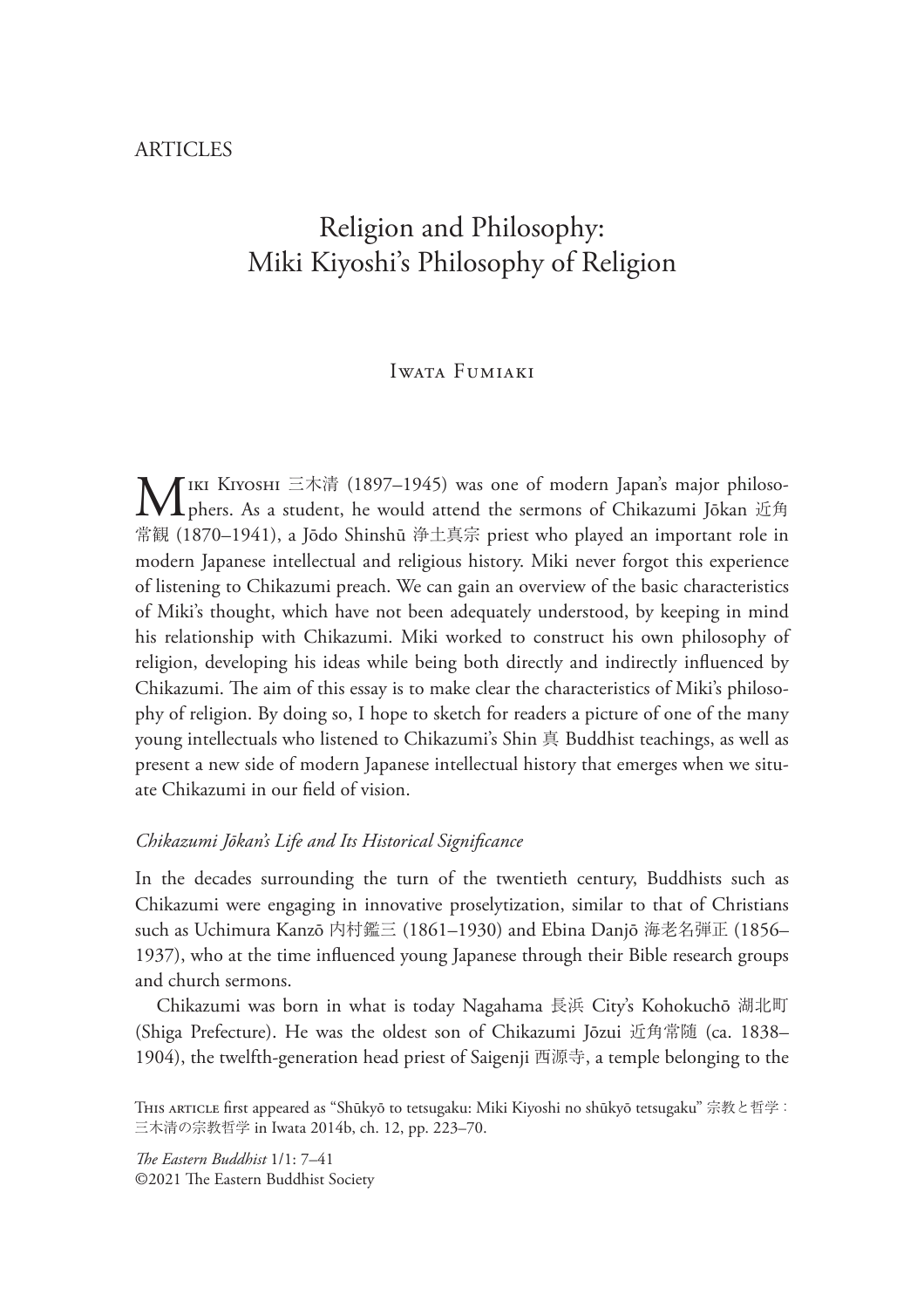ARTICLES

# Religion and Philosophy: Miki Kiyoshi's Philosophy of Religion

Iwata Fumiaki

Miki Kiyoshi 三木清 (1897–1945) was one of modern Japan's major philosophers. As a student, he would attend the sermons of Chikazumi Jōkan 近角常観 (1870–1941), a Jōdo Shinshū 浄土真宗 priest who played an important role in modern Japanese intellectual and religious history. Miki never forgot this experience of listening to Chikazumi preach. We can gain an overview of the basic characteristics of Miki's thought, which have not been adequately understood, by keeping in mind his relationship with Chikazumi. Miki worked to construct his own philosophy of religion, developing his ideas while being both directly and indirectly influenced by Chikazumi. The aim of this essay is to make clear the characteristics of Miki's philosophy of religion. By doing so, I hope to sketch for readers a picture of one of the many young intellectuals who listened to Chikazumi's Shin 真 Buddhist teachings, as well as present a new side of modern Japanese intellectual history that emerges when we situate Chikazumi in our field of vision.

## *Chikazumi Jōkan's Life and Its Historical Significance*

In the decades surrounding the turn of the twentieth century, Buddhists such as Chikazumi were engaging in innovative proselytization, similar to that of Christians such as Uchimura Kanzō 内村鑑三 (1861–1930) and Ebina Danjō 海老名弾正 (1856–1937), who at the time influenced young Japanese through their Bible research groups and church sermons.

Chikazumi was born in what is today Nagahama 長浜 City's Kohokuchō 湖北町 (Shiga Prefecture). He was the oldest son of Chikazumi Jōzui 近角常随 (ca. 1838–1904), the twelfth-generation head priest of Saigenji 西源寺, a temple belonging to the

This article first appeared as "Shūkyō to tetsugaku: Miki Kiyoshi no shūkyō tetsugaku" 宗教と哲学：三木清の宗教哲学 in Iwata 2014b, ch. 12, pp. 223–70.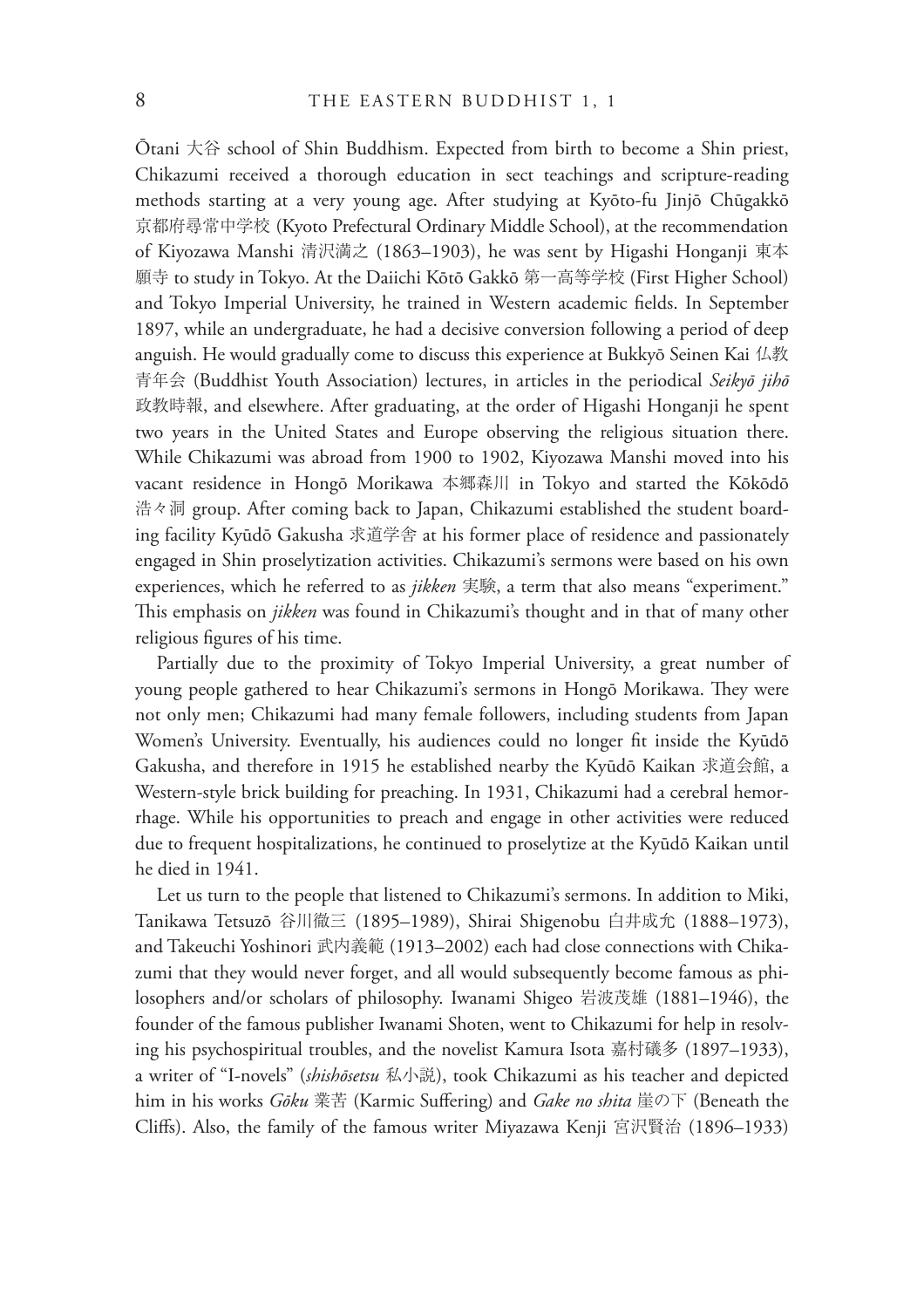Ōtani 大谷 school of Shin Buddhism. Expected from birth to become a Shin priest, Chikazumi received a thorough education in sect teachings and scripture-reading methods starting at a very young age. After studying at Kyōto-fu Jinjō Chūgakkō 京都府尋常中学校 (Kyoto Prefectural Ordinary Middle School), at the recommendation of Kiyozawa Manshi 清沢満之 (1863–1903), he was sent by Higashi Honganji 東本願寺 to study in Tokyo. At the Daiichi Kōtō Gakkō 第一高等学校 (First Higher School) and Tokyo Imperial University, he trained in Western academic fields. In September 1897, while an undergraduate, he had a decisive conversion following a period of deep anguish. He would gradually come to discuss this experience at Bukkyō Seinen Kai 仏教青年会 (Buddhist Youth Association) lectures, in articles in the periodical *Seikyō jihō* 政教時報, and elsewhere. After graduating, at the order of Higashi Honganji he spent two years in the United States and Europe observing the religious situation there. While Chikazumi was abroad from 1900 to 1902, Kiyozawa Manshi moved into his vacant residence in Hongō Morikawa 本郷森川 in Tokyo and started the Kōkōdō 浩々洞 group. After coming back to Japan, Chikazumi established the student boarding facility Kyūdō Gakusha 求道学舎 at his former place of residence and passionately engaged in Shin proselytization activities. Chikazumi's sermons were based on his own experiences, which he referred to as *jikken* 実験, a term that also means "experiment." This emphasis on *jikken* was found in Chikazumi's thought and in that of many other religious figures of his time.

Partially due to the proximity of Tokyo Imperial University, a great number of young people gathered to hear Chikazumi's sermons in Hongō Morikawa. They were not only men; Chikazumi had many female followers, including students from Japan Women's University. Eventually, his audiences could no longer fit inside the Kyūdō Gakusha, and therefore in 1915 he established nearby the Kyūdō Kaikan 求道会館, a Western-style brick building for preaching. In 1931, Chikazumi had a cerebral hemorrhage. While his opportunities to preach and engage in other activities were reduced due to frequent hospitalizations, he continued to proselytize at the Kyūdō Kaikan until he died in 1941.

Let us turn to the people that listened to Chikazumi's sermons. In addition to Miki, Tanikawa Tetsuzō 谷川徹三 (1895–1989), Shirai Shigenobu 白井成允 (1888–1973), and Takeuchi Yoshinori 武内義範 (1913–2002) each had close connections with Chikazumi that they would never forget, and all would subsequently become famous as philosophers and/or scholars of philosophy. Iwanami Shigeo 岩波茂雄 (1881–1946), the founder of the famous publisher Iwanami Shoten, went to Chikazumi for help in resolving his psychospiritual troubles, and the novelist Kamura Isota 嘉村礒多 (1897–1933), a writer of "I-novels" (*shishōsetsu* 私小説), took Chikazumi as his teacher and depicted him in his works *Gōku* 業苦 (Karmic Suffering) and *Gake no shita* 崖の下 (Beneath the Cliffs). Also, the family of the famous writer Miyazawa Kenji 宮沢賢治 (1896–1933)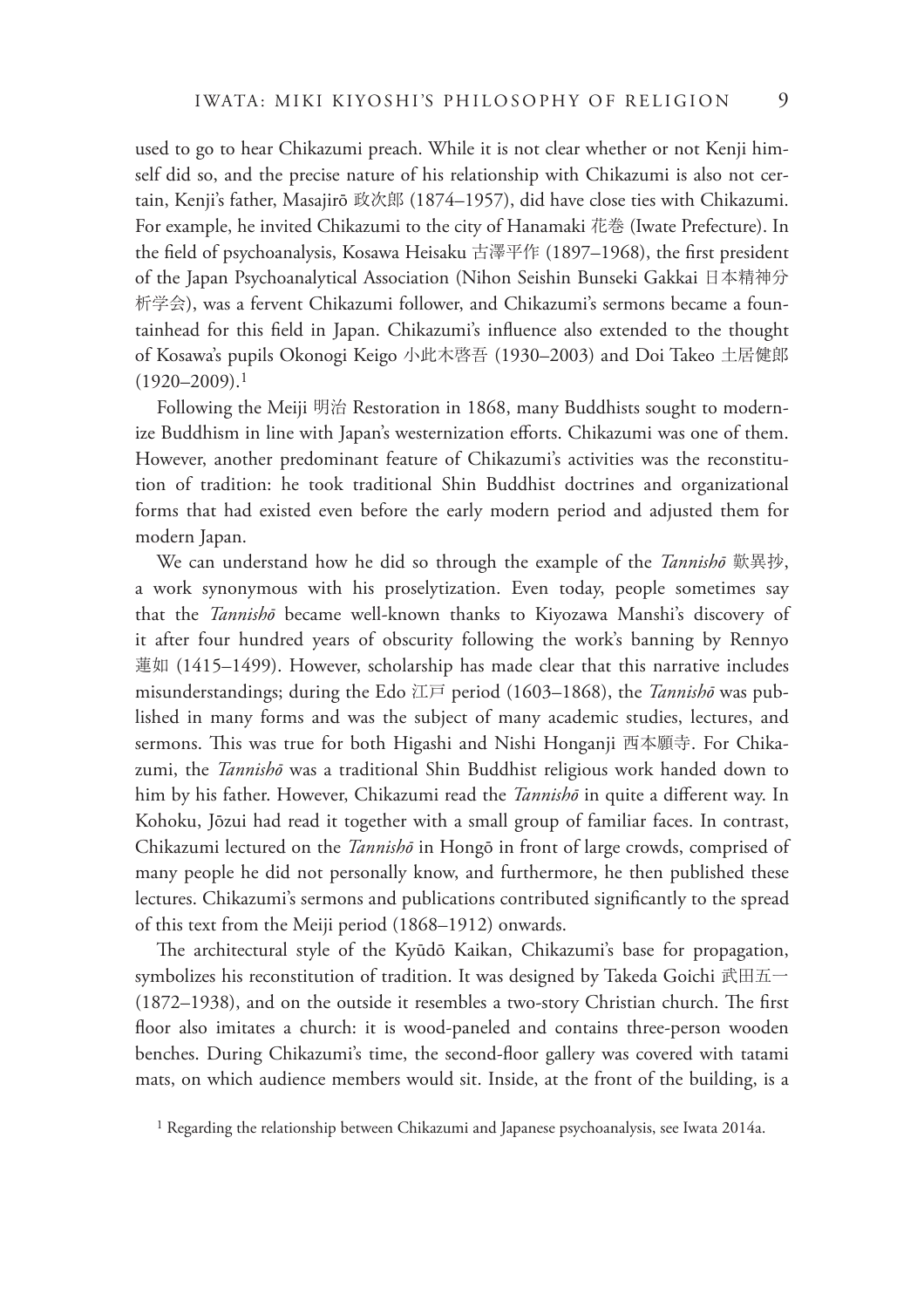used to go to hear Chikazumi preach. While it is not clear whether or not Kenji himself did so, and the precise nature of his relationship with Chikazumi is also not certain, Kenji's father, Masajirō 政次郎 (1874–1957), did have close ties with Chikazumi. For example, he invited Chikazumi to the city of Hanamaki 花巻 (Iwate Prefecture). In the field of psychoanalysis, Kosawa Heisaku 古澤平作 (1897–1968), the first president of the Japan Psychoanalytical Association (Nihon Seishin Bunseki Gakkai 日本精神分析学会), was a fervent Chikazumi follower, and Chikazumi's sermons became a fountainhead for this field in Japan. Chikazumi's influence also extended to the thought of Kosawa's pupils Okonogi Keigo 小此木啓吾 (1930–2003) and Doi Takeo 土居健郎 (1920–2009).[1]

Following the Meiji 明治 Restoration in 1868, many Buddhists sought to modernize Buddhism in line with Japan's westernization efforts. Chikazumi was one of them. However, another predominant feature of Chikazumi's activities was the reconstitution of tradition: he took traditional Shin Buddhist doctrines and organizational forms that had existed even before the early modern period and adjusted them for modern Japan.

We can understand how he did so through the example of the *Tannishō* 歎異抄, a work synonymous with his proselytization. Even today, people sometimes say that the *Tannishō* became well-known thanks to Kiyozawa Manshi's discovery of it after four hundred years of obscurity following the work's banning by Rennyo 蓮如 (1415–1499). However, scholarship has made clear that this narrative includes misunderstandings; during the Edo 江戸 period (1603–1868), the *Tannishō* was published in many forms and was the subject of many academic studies, lectures, and sermons. This was true for both Higashi and Nishi Honganji 西本願寺. For Chikazumi, the *Tannishō* was a traditional Shin Buddhist religious work handed down to him by his father. However, Chikazumi read the *Tannishō* in quite a different way. In Kohoku, Jōzui had read it together with a small group of familiar faces. In contrast, Chikazumi lectured on the *Tannishō* in Hongō in front of large crowds, comprised of many people he did not personally know, and furthermore, he then published these lectures. Chikazumi's sermons and publications contributed significantly to the spread of this text from the Meiji period (1868–1912) onwards.

The architectural style of the Kyūdō Kaikan, Chikazumi's base for propagation, symbolizes his reconstitution of tradition. It was designed by Takeda Goichi 武田五一 (1872–1938), and on the outside it resembles a two-story Christian church. The first floor also imitates a church: it is wood-paneled and contains three-person wooden benches. During Chikazumi's time, the second-floor gallery was covered with tatami mats, on which audience members would sit. Inside, at the front of the building, is a

[1] Regarding the relationship between Chikazumi and Japanese psychoanalysis, see Iwata 2014a.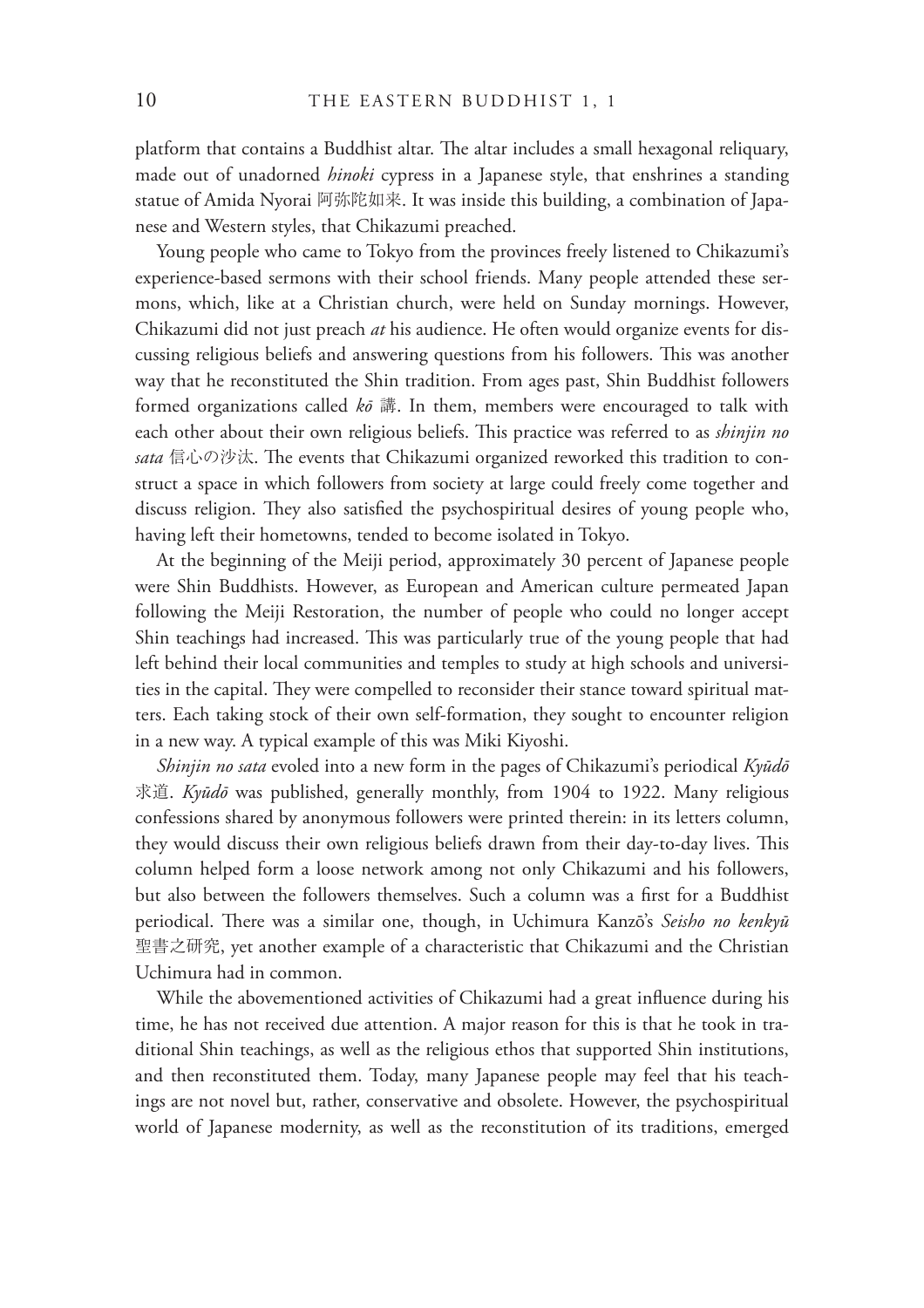platform that contains a Buddhist altar. The altar includes a small hexagonal reliquary, made out of unadorned *hinoki* cypress in a Japanese style, that enshrines a standing statue of Amida Nyorai 阿弥陀如来. It was inside this building, a combination of Japanese and Western styles, that Chikazumi preached.

Young people who came to Tokyo from the provinces freely listened to Chikazumi's experience-based sermons with their school friends. Many people attended these sermons, which, like at a Christian church, were held on Sunday mornings. However, Chikazumi did not just preach *at* his audience. He often would organize events for discussing religious beliefs and answering questions from his followers. This was another way that he reconstituted the Shin tradition. From ages past, Shin Buddhist followers formed organizations called *kō* 講. In them, members were encouraged to talk with each other about their own religious beliefs. This practice was referred to as *shinjin no sata* 信心の沙汰. The events that Chikazumi organized reworked this tradition to construct a space in which followers from society at large could freely come together and discuss religion. They also satisfied the psychospiritual desires of young people who, having left their hometowns, tended to become isolated in Tokyo.

At the beginning of the Meiji period, approximately 30 percent of Japanese people were Shin Buddhists. However, as European and American culture permeated Japan following the Meiji Restoration, the number of people who could no longer accept Shin teachings had increased. This was particularly true of the young people that had left behind their local communities and temples to study at high schools and universities in the capital. They were compelled to reconsider their stance toward spiritual matters. Each taking stock of their own self-formation, they sought to encounter religion in a new way. A typical example of this was Miki Kiyoshi.

*Shinjin no sata* evoled into a new form in the pages of Chikazumi's periodical *Kyūdō* 求道. *Kyūdō* was published, generally monthly, from 1904 to 1922. Many religious confessions shared by anonymous followers were printed therein: in its letters column, they would discuss their own religious beliefs drawn from their day-to-day lives. This column helped form a loose network among not only Chikazumi and his followers, but also between the followers themselves. Such a column was a first for a Buddhist periodical. There was a similar one, though, in Uchimura Kanzō's *Seisho no kenkyū* 聖書之研究, yet another example of a characteristic that Chikazumi and the Christian Uchimura had in common.

While the abovementioned activities of Chikazumi had a great influence during his time, he has not received due attention. A major reason for this is that he took in traditional Shin teachings, as well as the religious ethos that supported Shin institutions, and then reconstituted them. Today, many Japanese people may feel that his teachings are not novel but, rather, conservative and obsolete. However, the psychospiritual world of Japanese modernity, as well as the reconstitution of its traditions, emerged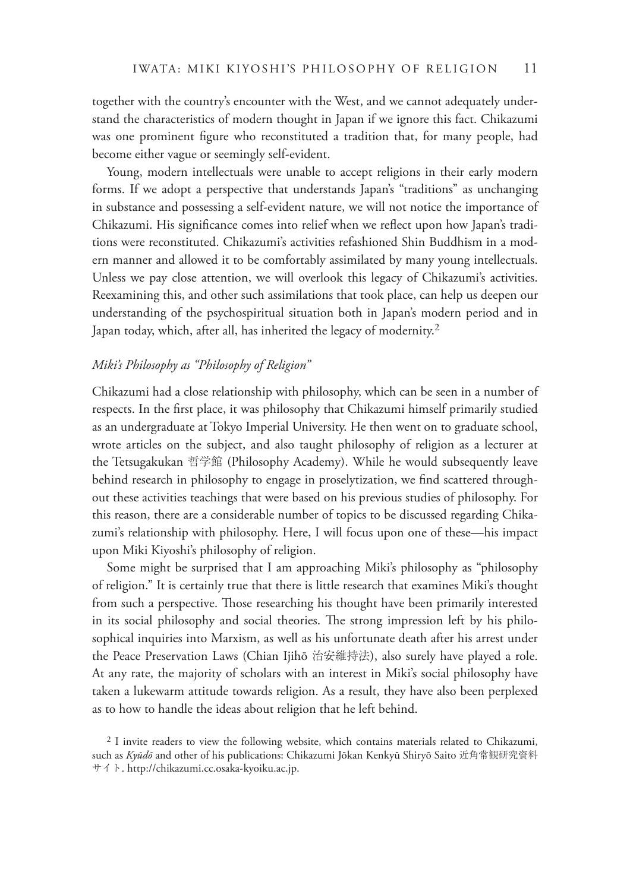together with the country's encounter with the West, and we cannot adequately understand the characteristics of modern thought in Japan if we ignore this fact. Chikazumi was one prominent figure who reconstituted a tradition that, for many people, had become either vague or seemingly self-evident.

Young, modern intellectuals were unable to accept religions in their early modern forms. If we adopt a perspective that understands Japan's "traditions" as unchanging in substance and possessing a self-evident nature, we will not notice the importance of Chikazumi. His significance comes into relief when we reflect upon how Japan's traditions were reconstituted. Chikazumi's activities refashioned Shin Buddhism in a modern manner and allowed it to be comfortably assimilated by many young intellectuals. Unless we pay close attention, we will overlook this legacy of Chikazumi's activities. Reexamining this, and other such assimilations that took place, can help us deepen our understanding of the psychospiritual situation both in Japan's modern period and in Japan today, which, after all, has inherited the legacy of modernity.[2]

### *Miki's Philosophy as "Philosophy of Religion"*

Chikazumi had a close relationship with philosophy, which can be seen in a number of respects. In the first place, it was philosophy that Chikazumi himself primarily studied as an undergraduate at Tokyo Imperial University. He then went on to graduate school, wrote articles on the subject, and also taught philosophy of religion as a lecturer at the Tetsugakukan 哲学館 (Philosophy Academy). While he would subsequently leave behind research in philosophy to engage in proselytization, we find scattered throughout these activities teachings that were based on his previous studies of philosophy. For this reason, there are a considerable number of topics to be discussed regarding Chikazumi's relationship with philosophy. Here, I will focus upon one of these—his impact upon Miki Kiyoshi's philosophy of religion.

Some might be surprised that I am approaching Miki's philosophy as "philosophy of religion." It is certainly true that there is little research that examines Miki's thought from such a perspective. Those researching his thought have been primarily interested in its social philosophy and social theories. The strong impression left by his philosophical inquiries into Marxism, as well as his unfortunate death after his arrest under the Peace Preservation Laws (Chian Ijihō 治安維持法), also surely have played a role. At any rate, the majority of scholars with an interest in Miki's social philosophy have taken a lukewarm attitude towards religion. As a result, they have also been perplexed as to how to handle the ideas about religion that he left behind.

[2] I invite readers to view the following website, which contains materials related to Chikazumi, such as *Kyūdō* and other of his publications: Chikazumi Jōkan Kenkyū Shiryō Saito 近角常観研究資料サイト. http://chikazumi.cc.osaka-kyoiku.ac.jp.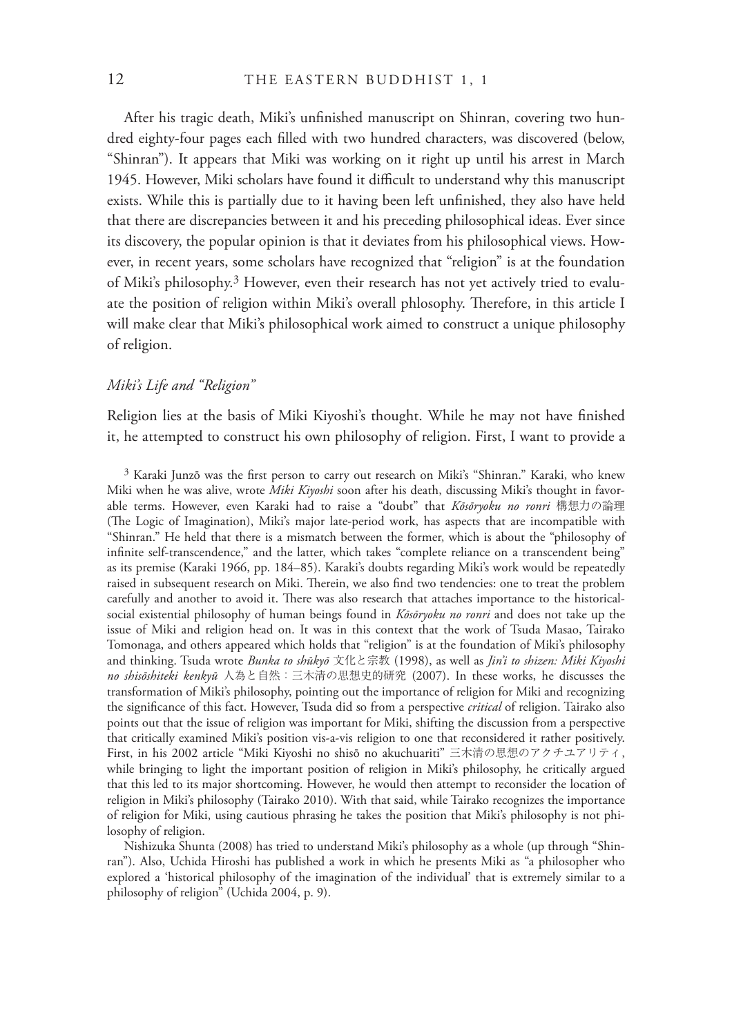After his tragic death, Miki's unfinished manuscript on Shinran, covering two hundred eighty-four pages each filled with two hundred characters, was discovered (below, "Shinran"). It appears that Miki was working on it right up until his arrest in March 1945. However, Miki scholars have found it difficult to understand why this manuscript exists. While this is partially due to it having been left unfinished, they also have held that there are discrepancies between it and his preceding philosophical ideas. Ever since its discovery, the popular opinion is that it deviates from his philosophical views. However, in recent years, some scholars have recognized that "religion" is at the foundation of Miki's philosophy.[3] However, even their research has not yet actively tried to evaluate the position of religion within Miki's overall phlosophy. Therefore, in this article I will make clear that Miki's philosophical work aimed to construct a unique philosophy of religion.

*Miki's Life and "Religion"*

Religion lies at the basis of Miki Kiyoshi's thought. While he may not have finished it, he attempted to construct his own philosophy of religion. First, I want to provide a

[3] Karaki Junzō was the first person to carry out research on Miki's "Shinran." Karaki, who knew Miki when he was alive, wrote *Miki Kiyoshi* soon after his death, discussing Miki's thought in favorable terms. However, even Karaki had to raise a "doubt" that *Kōsōryoku no ronri* 構想力の論理 (The Logic of Imagination), Miki's major late-period work, has aspects that are incompatible with "Shinran." He held that there is a mismatch between the former, which is about the "philosophy of infinite self-transcendence," and the latter, which takes "complete reliance on a transcendent being" as its premise (Karaki 1966, pp. 184–85). Karaki's doubts regarding Miki's work would be repeatedly raised in subsequent research on Miki. Therein, we also find two tendencies: one to treat the problem carefully and another to avoid it. There was also research that attaches importance to the historical-social existential philosophy of human beings found in *Kōsōryoku no ronri* and does not take up the issue of Miki and religion head on. It was in this context that the work of Tsuda Masao, Tairako Tomonaga, and others appeared which holds that "religion" is at the foundation of Miki's philosophy and thinking. Tsuda wrote *Bunka to shūkyō* 文化と宗教 (1998), as well as *Jin'i to shizen: Miki Kiyoshi no shisōshiteki kenkyū* 人為と自然：三木清の思想史的研究 (2007). In these works, he discusses the transformation of Miki's philosophy, pointing out the importance of religion for Miki and recognizing the significance of this fact. However, Tsuda did so from a perspective *critical* of religion. Tairako also points out that the issue of religion was important for Miki, shifting the discussion from a perspective that critically examined Miki's position vis-a-vis religion to one that reconsidered it rather positively. First, in his 2002 article "Miki Kiyoshi no shisō no akuchuariti" 三木清の思想のアクチユアリティ, while bringing to light the important position of religion in Miki's philosophy, he critically argued that this led to its major shortcoming. However, he would then attempt to reconsider the location of religion in Miki's philosophy (Tairako 2010). With that said, while Tairako recognizes the importance of religion for Miki, using cautious phrasing he takes the position that Miki's philosophy is not philosophy of religion.

Nishizuka Shunta (2008) has tried to understand Miki's philosophy as a whole (up through "Shinran"). Also, Uchida Hiroshi has published a work in which he presents Miki as "a philosopher who explored a 'historical philosophy of the imagination of the individual' that is extremely similar to a philosophy of religion" (Uchida 2004, p. 9).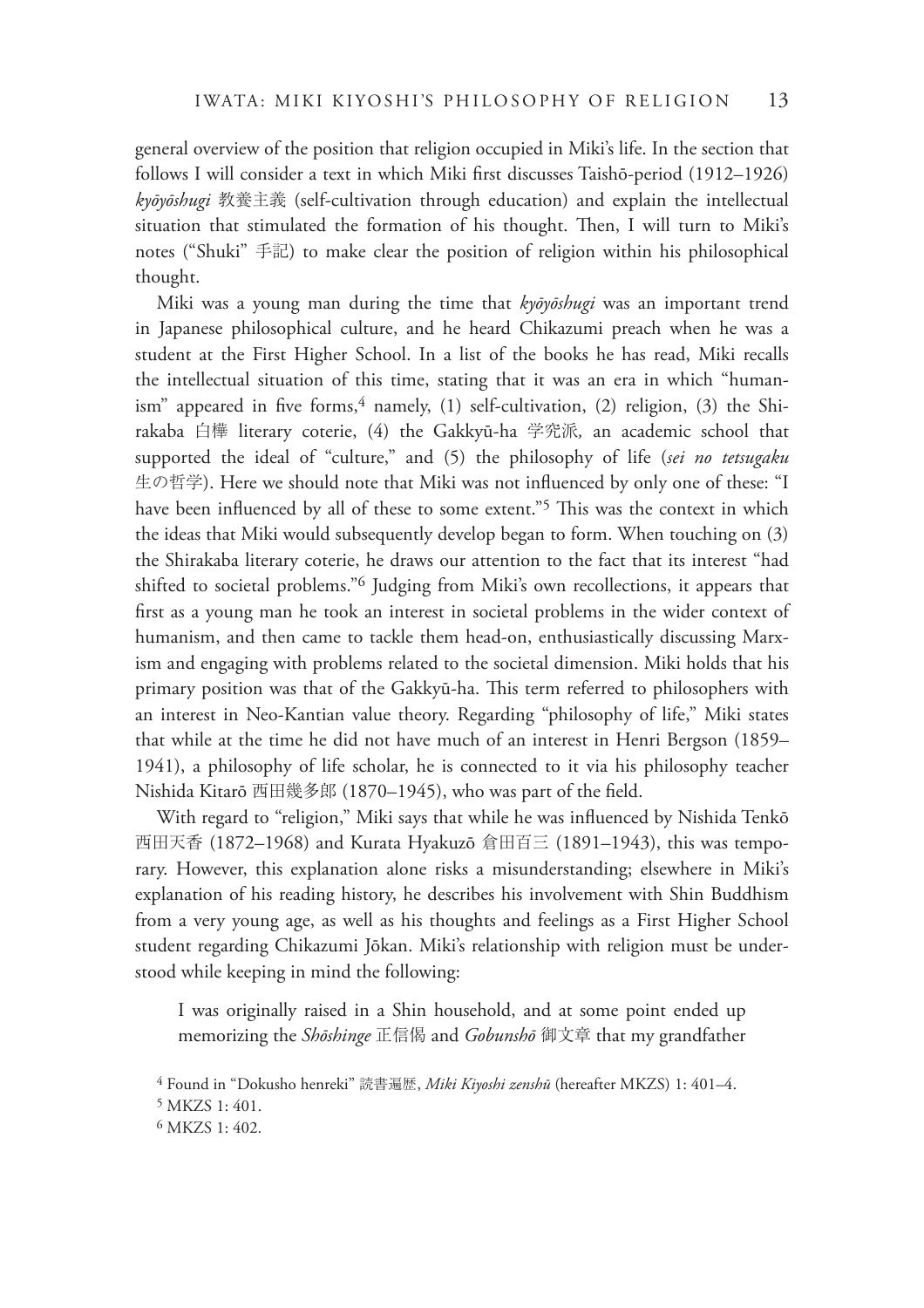general overview of the position that religion occupied in Miki's life. In the section that follows I will consider a text in which Miki first discusses Taishō-period (1912–1926) *kyōyōshugi* 教養主義 (self-cultivation through education) and explain the intellectual situation that stimulated the formation of his thought. Then, I will turn to Miki's notes ("Shuki" 手記) to make clear the position of religion within his philosophical thought.

Miki was a young man during the time that *kyōyōshugi* was an important trend in Japanese philosophical culture, and he heard Chikazumi preach when he was a student at the First Higher School. In a list of the books he has read, Miki recalls the intellectual situation of this time, stating that it was an era in which "humanism" appeared in five forms,[4] namely, (1) self-cultivation, (2) religion, (3) the Shirakaba 白樺 literary coterie, (4) the Gakkyū-ha 学究派, an academic school that supported the ideal of "culture," and (5) the philosophy of life (*sei no tetsugaku* 生の哲学). Here we should note that Miki was not influenced by only one of these: "I have been influenced by all of these to some extent."[5] This was the context in which the ideas that Miki would subsequently develop began to form. When touching on (3) the Shirakaba literary coterie, he draws our attention to the fact that its interest "had shifted to societal problems."[6] Judging from Miki's own recollections, it appears that first as a young man he took an interest in societal problems in the wider context of humanism, and then came to tackle them head-on, enthusiastically discussing Marxism and engaging with problems related to the societal dimension. Miki holds that his primary position was that of the Gakkyū-ha. This term referred to philosophers with an interest in Neo-Kantian value theory. Regarding "philosophy of life," Miki states that while at the time he did not have much of an interest in Henri Bergson (1859–1941), a philosophy of life scholar, he is connected to it via his philosophy teacher Nishida Kitarō 西田幾多郎 (1870–1945), who was part of the field.

With regard to "religion," Miki says that while he was influenced by Nishida Tenkō 西田天香 (1872–1968) and Kurata Hyakuzō 倉田百三 (1891–1943), this was temporary. However, this explanation alone risks a misunderstanding; elsewhere in Miki's explanation of his reading history, he describes his involvement with Shin Buddhism from a very young age, as well as his thoughts and feelings as a First Higher School student regarding Chikazumi Jōkan. Miki's relationship with religion must be understood while keeping in mind the following:

> I was originally raised in a Shin household, and at some point ended up memorizing the *Shōshinge* 正信偈 and *Gobunshō* 御文章 that my grandfather

[4] Found in "Dokusho henreki" 読書遍歴, *Miki Kiyoshi zenshū* (hereafter MKZS) 1: 401–4.

[5] MKZS 1: 401.

[6] MKZS 1: 402.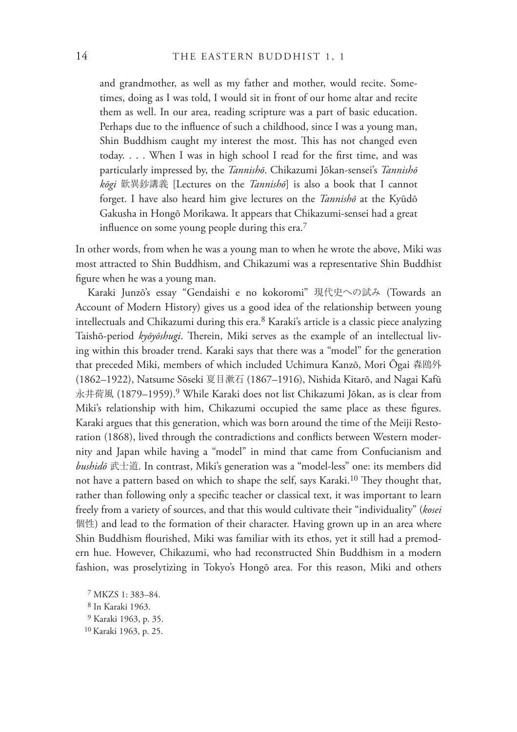> and grandmother, as well as my father and mother, would recite. Sometimes, doing as I was told, I would sit in front of our home altar and recite them as well. In our area, reading scripture was a part of basic education. Perhaps due to the influence of such a childhood, since I was a young man, Shin Buddhism caught my interest the most. This has not changed even today. . . . When I was in high school I read for the first time, and was particularly impressed by, the *Tannishō*. Chikazumi Jōkan-sensei's *Tannishō kōgi* 歎異鈔講義 [Lectures on the *Tannishō*] is also a book that I cannot forget. I have also heard him give lectures on the *Tannishō* at the Kyūdō Gakusha in Hongō Morikawa. It appears that Chikazumi-sensei had a great influence on some young people during this era.[7]

In other words, from when he was a young man to when he wrote the above, Miki was most attracted to Shin Buddhism, and Chikazumi was a representative Shin Buddhist figure when he was a young man.

Karaki Junzō's essay "Gendaishi e no kokoromi" 現代史への試み (Towards an Account of Modern History) gives us a good idea of the relationship between young intellectuals and Chikazumi during this era.[8] Karaki's article is a classic piece analyzing Taishō-period *kyōyōshugi*. Therein, Miki serves as the example of an intellectual living within this broader trend. Karaki says that there was a "model" for the generation that preceded Miki, members of which included Uchimura Kanzō, Mori Ōgai 森鴎外 (1862–1922), Natsume Sōseki 夏目漱石 (1867–1916), Nishida Kitarō, and Nagai Kafū 永井荷風 (1879–1959).[9] While Karaki does not list Chikazumi Jōkan, as is clear from Miki's relationship with him, Chikazumi occupied the same place as these figures. Karaki argues that this generation, which was born around the time of the Meiji Restoration (1868), lived through the contradictions and conflicts between Western modernity and Japan while having a "model" in mind that came from Confucianism and *bushidō* 武士道. In contrast, Miki's generation was a "model-less" one: its members did not have a pattern based on which to shape the self, says Karaki.[10] They thought that, rather than following only a specific teacher or classical text, it was important to learn freely from a variety of sources, and that this would cultivate their "individuality" (*kosei* 個性) and lead to the formation of their character. Having grown up in an area where Shin Buddhism flourished, Miki was familiar with its ethos, yet it still had a premodern hue. However, Chikazumi, who had reconstructed Shin Buddhism in a modern fashion, was proselytizing in Tokyo's Hongō area. For this reason, Miki and others

[7] MKZS 1: 383–84.

[8] In Karaki 1963.

[9] Karaki 1963, p. 35.

[10] Karaki 1963, p. 25.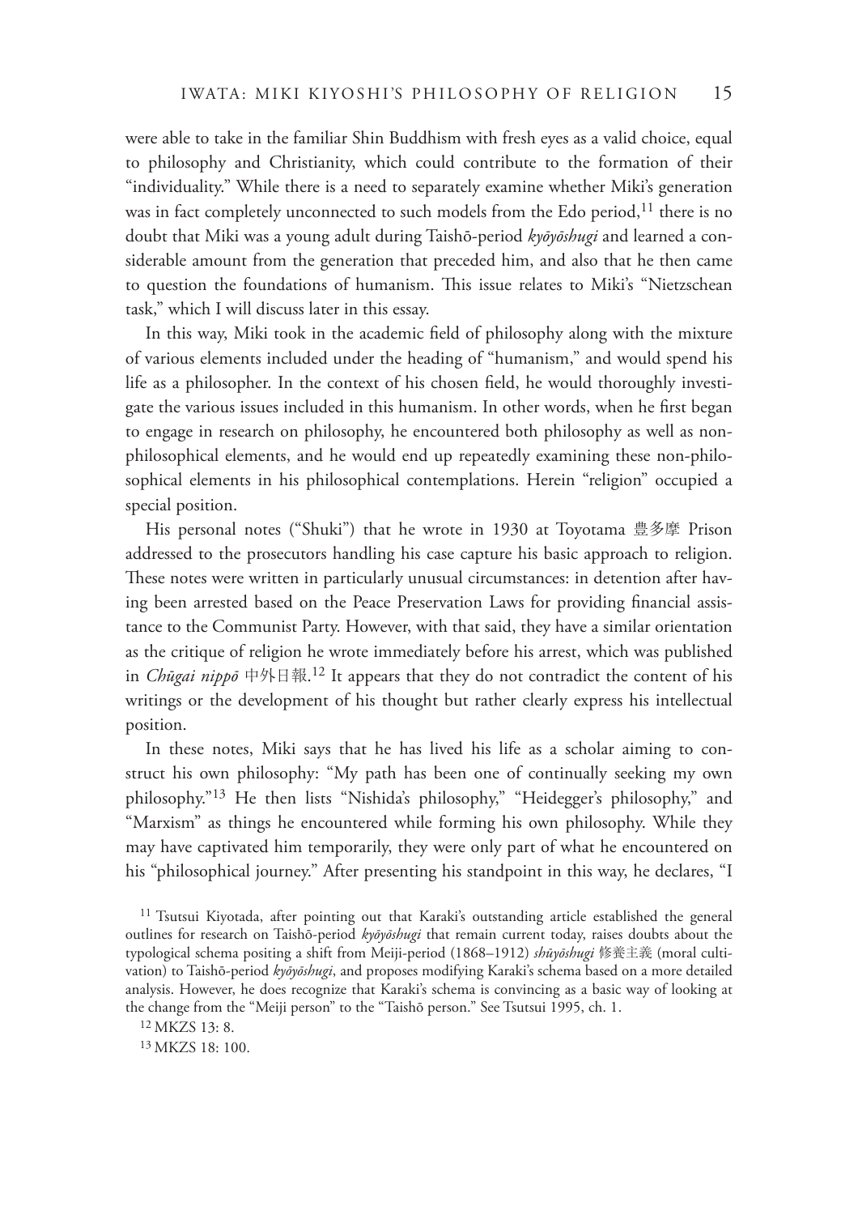were able to take in the familiar Shin Buddhism with fresh eyes as a valid choice, equal to philosophy and Christianity, which could contribute to the formation of their "individuality." While there is a need to separately examine whether Miki's generation was in fact completely unconnected to such models from the Edo period,[11] there is no doubt that Miki was a young adult during Taishō-period *kyōyōshugi* and learned a considerable amount from the generation that preceded him, and also that he then came to question the foundations of humanism. This issue relates to Miki's "Nietzschean task," which I will discuss later in this essay.

In this way, Miki took in the academic field of philosophy along with the mixture of various elements included under the heading of "humanism," and would spend his life as a philosopher. In the context of his chosen field, he would thoroughly investigate the various issues included in this humanism. In other words, when he first began to engage in research on philosophy, he encountered both philosophy as well as non-philosophical elements, and he would end up repeatedly examining these non-philosophical elements in his philosophical contemplations. Herein "religion" occupied a special position.

His personal notes ("Shuki") that he wrote in 1930 at Toyotama 豊多摩 Prison addressed to the prosecutors handling his case capture his basic approach to religion. These notes were written in particularly unusual circumstances: in detention after having been arrested based on the Peace Preservation Laws for providing financial assistance to the Communist Party. However, with that said, they have a similar orientation as the critique of religion he wrote immediately before his arrest, which was published in *Chūgai nippō* 中外日報.[12] It appears that they do not contradict the content of his writings or the development of his thought but rather clearly express his intellectual position.

In these notes, Miki says that he has lived his life as a scholar aiming to construct his own philosophy: "My path has been one of continually seeking my own philosophy."[13] He then lists "Nishida's philosophy," "Heidegger's philosophy," and "Marxism" as things he encountered while forming his own philosophy. While they may have captivated him temporarily, they were only part of what he encountered on his "philosophical journey." After presenting his standpoint in this way, he declares, "I

---

[11] Tsutsui Kiyotada, after pointing out that Karaki's outstanding article established the general outlines for research on Taishō-period *kyōyōshugi* that remain current today, raises doubts about the typological schema positing a shift from Meiji-period (1868–1912) *shūyōshugi* 修養主義 (moral cultivation) to Taishō-period *kyōyōshugi*, and proposes modifying Karaki's schema based on a more detailed analysis. However, he does recognize that Karaki's schema is convincing as a basic way of looking at the change from the "Meiji person" to the "Taishō person." See Tsutsui 1995, ch. 1.

[12] MKZS 13: 8.

[13] MKZS 18: 100.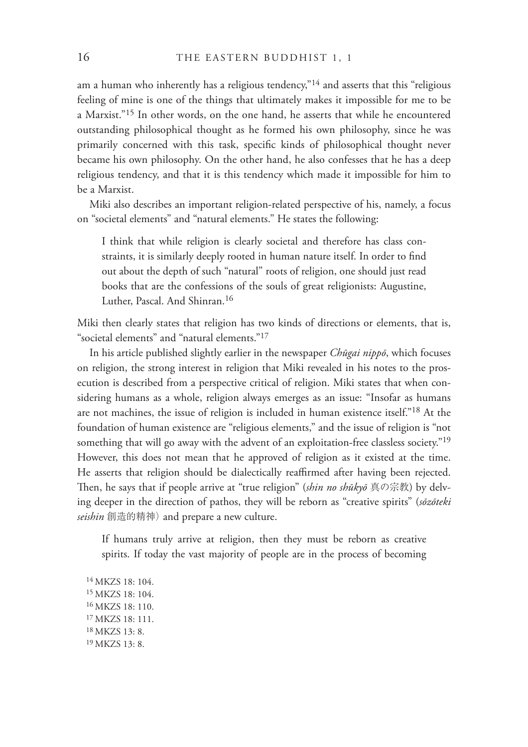am a human who inherently has a religious tendency,"[14] and asserts that this "religious feeling of mine is one of the things that ultimately makes it impossible for me to be a Marxist."[15] In other words, on the one hand, he asserts that while he encountered outstanding philosophical thought as he formed his own philosophy, since he was primarily concerned with this task, specific kinds of philosophical thought never became his own philosophy. On the other hand, he also confesses that he has a deep religious tendency, and that it is this tendency which made it impossible for him to be a Marxist.

Miki also describes an important religion-related perspective of his, namely, a focus on "societal elements" and "natural elements." He states the following:

> I think that while religion is clearly societal and therefore has class constraints, it is similarly deeply rooted in human nature itself. In order to find out about the depth of such "natural" roots of religion, one should just read books that are the confessions of the souls of great religionists: Augustine, Luther, Pascal. And Shinran.[16]

Miki then clearly states that religion has two kinds of directions or elements, that is, "societal elements" and "natural elements."[17]

In his article published slightly earlier in the newspaper *Chūgai nippō*, which focuses on religion, the strong interest in religion that Miki revealed in his notes to the prosecution is described from a perspective critical of religion. Miki states that when considering humans as a whole, religion always emerges as an issue: "Insofar as humans are not machines, the issue of religion is included in human existence itself."[18] At the foundation of human existence are "religious elements," and the issue of religion is "not something that will go away with the advent of an exploitation-free classless society."[19] However, this does not mean that he approved of religion as it existed at the time. He asserts that religion should be dialectically reaffirmed after having been rejected. Then, he says that if people arrive at "true religion" (*shin no shūkyō* 真の宗教) by delving deeper in the direction of pathos, they will be reborn as "creative spirits" (*sōzōteki seishin* 創造的精神) and prepare a new culture.

> If humans truly arrive at religion, then they must be reborn as creative spirits. If today the vast majority of people are in the process of becoming

[14] MKZS 18: 104.
[15] MKZS 18: 104.
[16] MKZS 18: 110.
[17] MKZS 18: 111.
[18] MKZS 13: 8.
[19] MKZS 13: 8.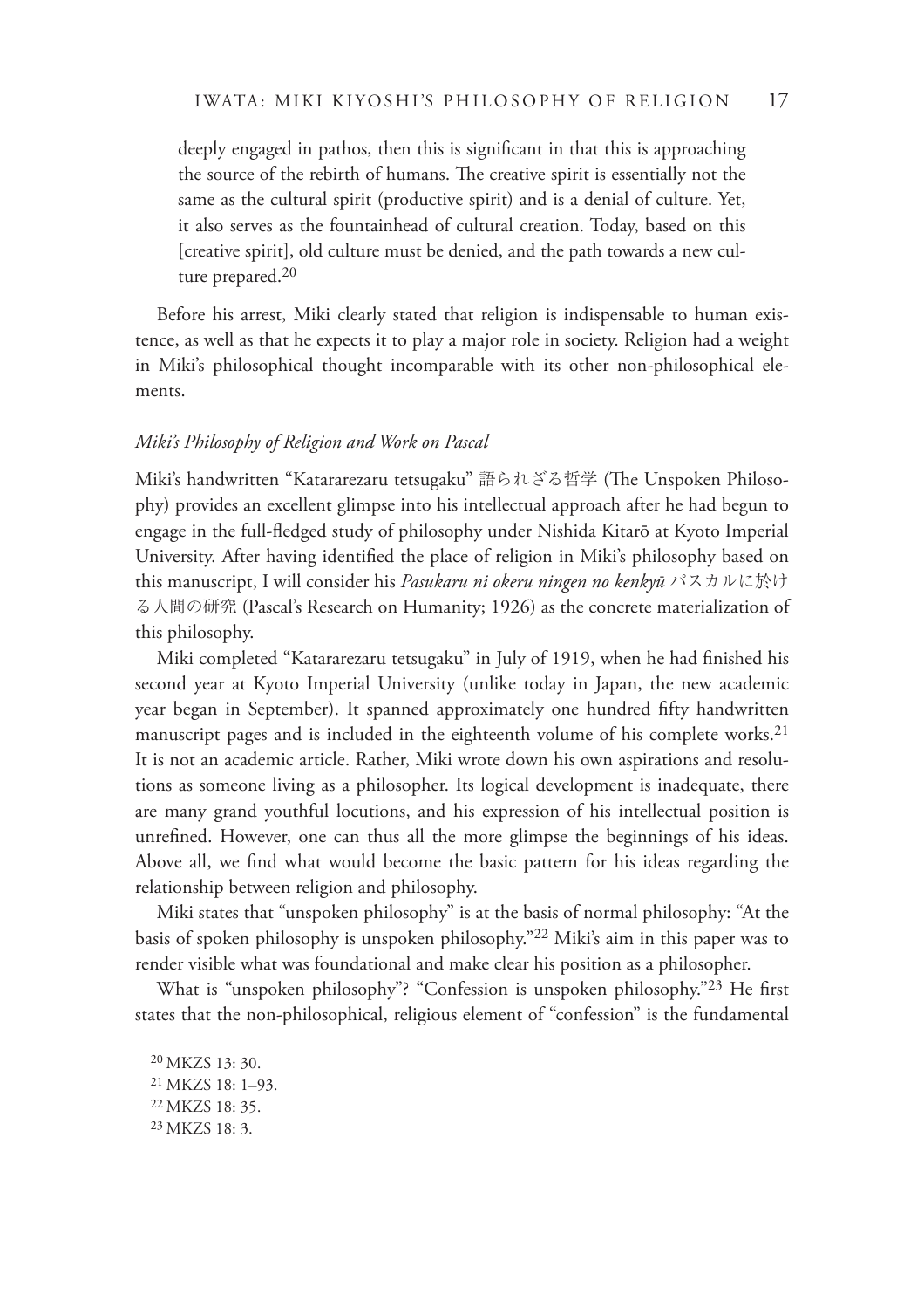> deeply engaged in pathos, then this is significant in that this is approaching the source of the rebirth of humans. The creative spirit is essentially not the same as the cultural spirit (productive spirit) and is a denial of culture. Yet, it also serves as the fountainhead of cultural creation. Today, based on this [creative spirit], old culture must be denied, and the path towards a new culture prepared.[20]

Before his arrest, Miki clearly stated that religion is indispensable to human existence, as well as that he expects it to play a major role in society. Religion had a weight in Miki's philosophical thought incomparable with its other non-philosophical elements.

### *Miki's Philosophy of Religion and Work on Pascal*

Miki's handwritten "Katararezaru tetsugaku" 語られざる哲学 (The Unspoken Philosophy) provides an excellent glimpse into his intellectual approach after he had begun to engage in the full-fledged study of philosophy under Nishida Kitarō at Kyoto Imperial University. After having identified the place of religion in Miki's philosophy based on this manuscript, I will consider his *Pasukaru ni okeru ningen no kenkyū* パスカルに於ける人間の研究 (Pascal's Research on Humanity; 1926) as the concrete materialization of this philosophy.

Miki completed "Katararezaru tetsugaku" in July of 1919, when he had finished his second year at Kyoto Imperial University (unlike today in Japan, the new academic year began in September). It spanned approximately one hundred fifty handwritten manuscript pages and is included in the eighteenth volume of his complete works.[21] It is not an academic article. Rather, Miki wrote down his own aspirations and resolutions as someone living as a philosopher. Its logical development is inadequate, there are many grand youthful locutions, and his expression of his intellectual position is unrefined. However, one can thus all the more glimpse the beginnings of his ideas. Above all, we find what would become the basic pattern for his ideas regarding the relationship between religion and philosophy.

Miki states that "unspoken philosophy" is at the basis of normal philosophy: "At the basis of spoken philosophy is unspoken philosophy."[22] Miki's aim in this paper was to render visible what was foundational and make clear his position as a philosopher.

What is "unspoken philosophy"? "Confession is unspoken philosophy."[23] He first states that the non-philosophical, religious element of "confession" is the fundamental

[20] MKZS 13: 30.
[21] MKZS 18: 1–93.
[22] MKZS 18: 35.
[23] MKZS 18: 3.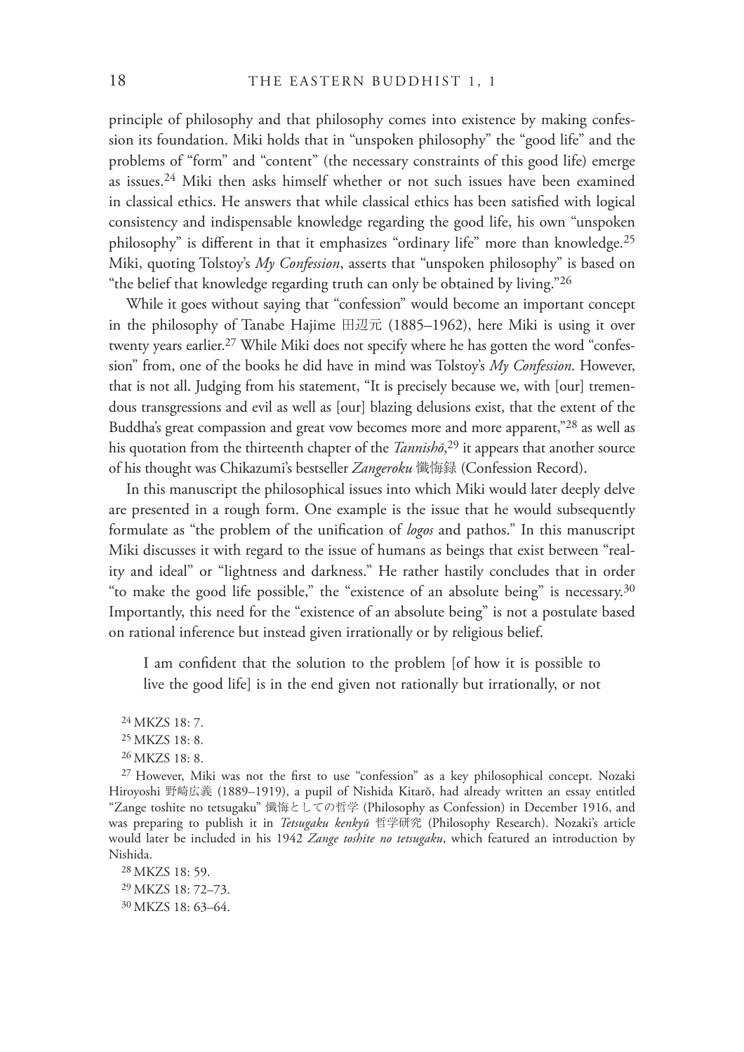principle of philosophy and that philosophy comes into existence by making confession its foundation. Miki holds that in "unspoken philosophy" the "good life" and the problems of "form" and "content" (the necessary constraints of this good life) emerge as issues.[24] Miki then asks himself whether or not such issues have been examined in classical ethics. He answers that while classical ethics has been satisfied with logical consistency and indispensable knowledge regarding the good life, his own "unspoken philosophy" is different in that it emphasizes "ordinary life" more than knowledge.[25] Miki, quoting Tolstoy's *My Confession*, asserts that "unspoken philosophy" is based on "the belief that knowledge regarding truth can only be obtained by living."[26]

While it goes without saying that "confession" would become an important concept in the philosophy of Tanabe Hajime 田辺元 (1885–1962), here Miki is using it over twenty years earlier.[27] While Miki does not specify where he has gotten the word "confession" from, one of the books he did have in mind was Tolstoy's *My Confession*. However, that is not all. Judging from his statement, "It is precisely because we, with [our] tremendous transgressions and evil as well as [our] blazing delusions exist, that the extent of the Buddha's great compassion and great vow becomes more and more apparent,"[28] as well as his quotation from the thirteenth chapter of the *Tannishō*,[29] it appears that another source of his thought was Chikazumi's bestseller *Zangeroku* 懺悔録 (Confession Record).

In this manuscript the philosophical issues into which Miki would later deeply delve are presented in a rough form. One example is the issue that he would subsequently formulate as "the problem of the unification of *logos* and pathos." In this manuscript Miki discusses it with regard to the issue of humans as beings that exist between "reality and ideal" or "lightness and darkness." He rather hastily concludes that in order "to make the good life possible," the "existence of an absolute being" is necessary.[30] Importantly, this need for the "existence of an absolute being" is not a postulate based on rational inference but instead given irrationally or by religious belief.

> I am confident that the solution to the problem [of how it is possible to live the good life] is in the end given not rationally but irrationally, or not

---

[24] MKZS 18: 7.

[25] MKZS 18: 8.

[26] MKZS 18: 8.

[27] However, Miki was not the first to use "confession" as a key philosophical concept. Nozaki Hiroyoshi 野崎広義 (1889–1919), a pupil of Nishida Kitarō, had already written an essay entitled "Zange toshite no tetsugaku" 懺悔としての哲学 (Philosophy as Confession) in December 1916, and was preparing to publish it in *Tetsugaku kenkyū* 哲学研究 (Philosophy Research). Nozaki's article would later be included in his 1942 *Zange toshite no tetsugaku*, which featured an introduction by Nishida.

[28] MKZS 18: 59.

[29] MKZS 18: 72–73.

[30] MKZS 18: 63–64.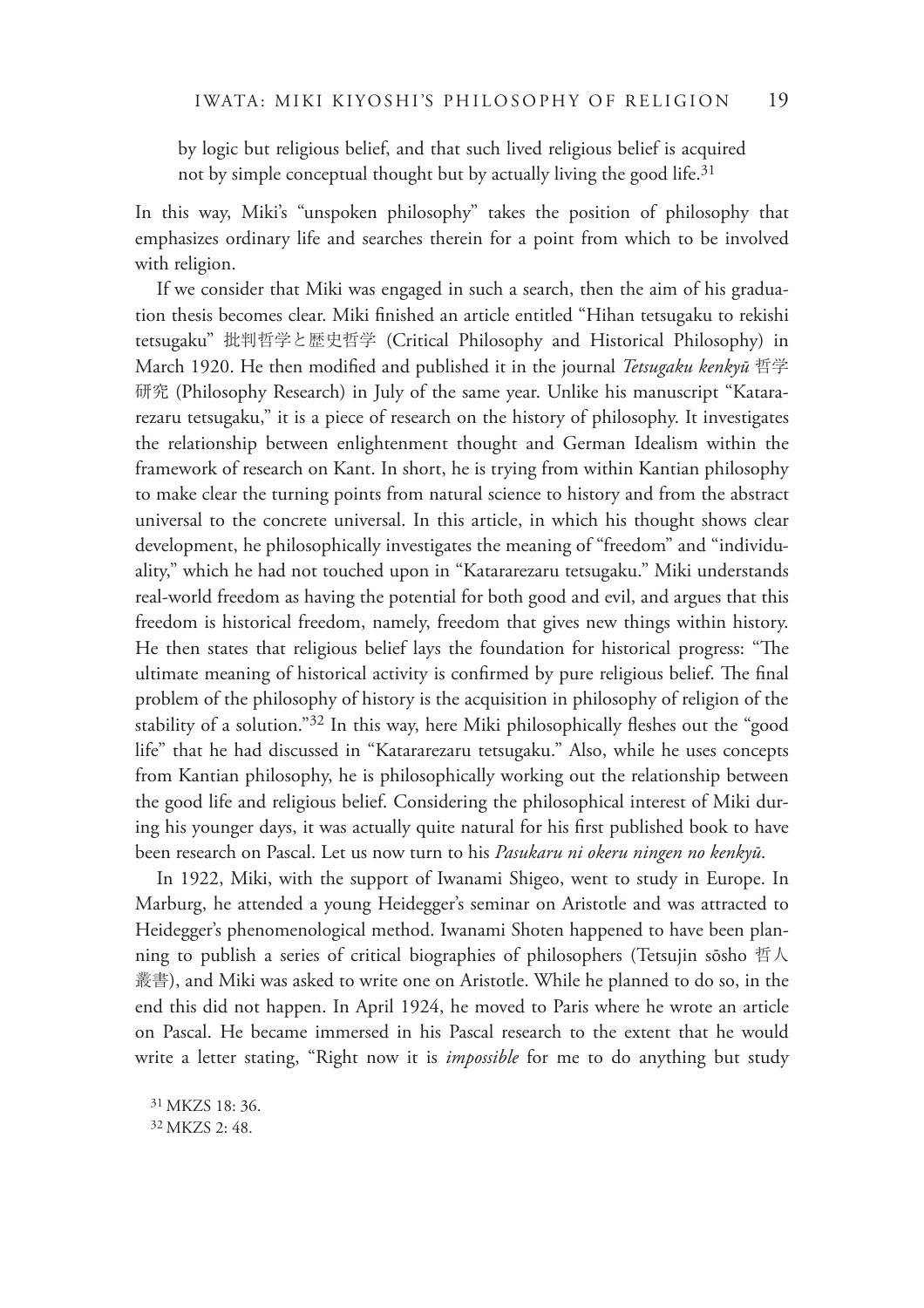by logic but religious belief, and that such lived religious belief is acquired not by simple conceptual thought but by actually living the good life.[31]

In this way, Miki's "unspoken philosophy" takes the position of philosophy that emphasizes ordinary life and searches therein for a point from which to be involved with religion.

If we consider that Miki was engaged in such a search, then the aim of his graduation thesis becomes clear. Miki finished an article entitled "Hihan tetsugaku to rekishi tetsugaku" 批判哲学と歴史哲学 (Critical Philosophy and Historical Philosophy) in March 1920. He then modified and published it in the journal *Tetsugaku kenkyū* 哲学研究 (Philosophy Research) in July of the same year. Unlike his manuscript "Katararezaru tetsugaku," it is a piece of research on the history of philosophy. It investigates the relationship between enlightenment thought and German Idealism within the framework of research on Kant. In short, he is trying from within Kantian philosophy to make clear the turning points from natural science to history and from the abstract universal to the concrete universal. In this article, in which his thought shows clear development, he philosophically investigates the meaning of "freedom" and "individuality," which he had not touched upon in "Katararezaru tetsugaku." Miki understands real-world freedom as having the potential for both good and evil, and argues that this freedom is historical freedom, namely, freedom that gives new things within history. He then states that religious belief lays the foundation for historical progress: "The ultimate meaning of historical activity is confirmed by pure religious belief. The final problem of the philosophy of history is the acquisition in philosophy of religion of the stability of a solution."[32] In this way, here Miki philosophically fleshes out the "good life" that he had discussed in "Katararezaru tetsugaku." Also, while he uses concepts from Kantian philosophy, he is philosophically working out the relationship between the good life and religious belief. Considering the philosophical interest of Miki during his younger days, it was actually quite natural for his first published book to have been research on Pascal. Let us now turn to his *Pasukaru ni okeru ningen no kenkyū*.

In 1922, Miki, with the support of Iwanami Shigeo, went to study in Europe. In Marburg, he attended a young Heidegger's seminar on Aristotle and was attracted to Heidegger's phenomenological method. Iwanami Shoten happened to have been planning to publish a series of critical biographies of philosophers (Tetsujin sōsho 哲人叢書), and Miki was asked to write one on Aristotle. While he planned to do so, in the end this did not happen. In April 1924, he moved to Paris where he wrote an article on Pascal. He became immersed in his Pascal research to the extent that he would write a letter stating, "Right now it is *impossible* for me to do anything but study

[31] MKZS 18: 36.

[32] MKZS 2: 48.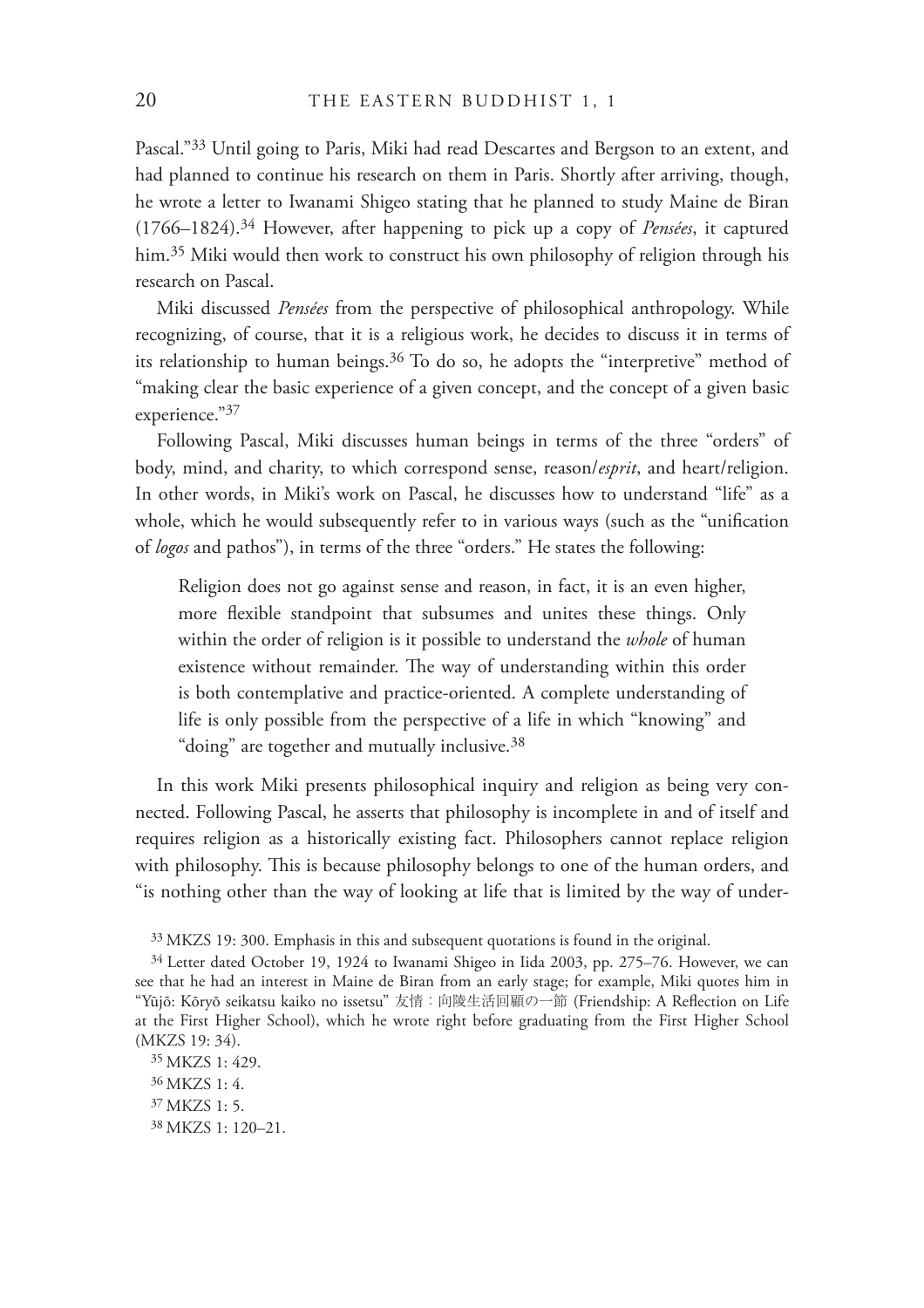Pascal."[33] Until going to Paris, Miki had read Descartes and Bergson to an extent, and had planned to continue his research on them in Paris. Shortly after arriving, though, he wrote a letter to Iwanami Shigeo stating that he planned to study Maine de Biran (1766–1824).[34] However, after happening to pick up a copy of *Pensées*, it captured him.[35] Miki would then work to construct his own philosophy of religion through his research on Pascal.

Miki discussed *Pensées* from the perspective of philosophical anthropology. While recognizing, of course, that it is a religious work, he decides to discuss it in terms of its relationship to human beings.[36] To do so, he adopts the "interpretive" method of "making clear the basic experience of a given concept, and the concept of a given basic experience."[37]

Following Pascal, Miki discusses human beings in terms of the three "orders" of body, mind, and charity, to which correspond sense, reason/*esprit*, and heart/religion. In other words, in Miki's work on Pascal, he discusses how to understand "life" as a whole, which he would subsequently refer to in various ways (such as the "unification of *logos* and pathos"), in terms of the three "orders." He states the following:

> Religion does not go against sense and reason, in fact, it is an even higher, more flexible standpoint that subsumes and unites these things. Only within the order of religion is it possible to understand the *whole* of human existence without remainder. The way of understanding within this order is both contemplative and practice-oriented. A complete understanding of life is only possible from the perspective of a life in which "knowing" and "doing" are together and mutually inclusive.[38]

In this work Miki presents philosophical inquiry and religion as being very connected. Following Pascal, he asserts that philosophy is incomplete in and of itself and requires religion as a historically existing fact. Philosophers cannot replace religion with philosophy. This is because philosophy belongs to one of the human orders, and "is nothing other than the way of looking at life that is limited by the way of under-

---

[33] MKZS 19: 300. Emphasis in this and subsequent quotations is found in the original.

[34] Letter dated October 19, 1924 to Iwanami Shigeo in Iida 2003, pp. 275–76. However, we can see that he had an interest in Maine de Biran from an early stage; for example, Miki quotes him in "Yūjō: Kōryō seikatsu kaiko no issetsu" 友情：向陵生活回顧の一節 (Friendship: A Reflection on Life at the First Higher School), which he wrote right before graduating from the First Higher School (MKZS 19: 34).

[35] MKZS 1: 429.

[36] MKZS 1: 4.

[37] MKZS 1: 5.

[38] MKZS 1: 120–21.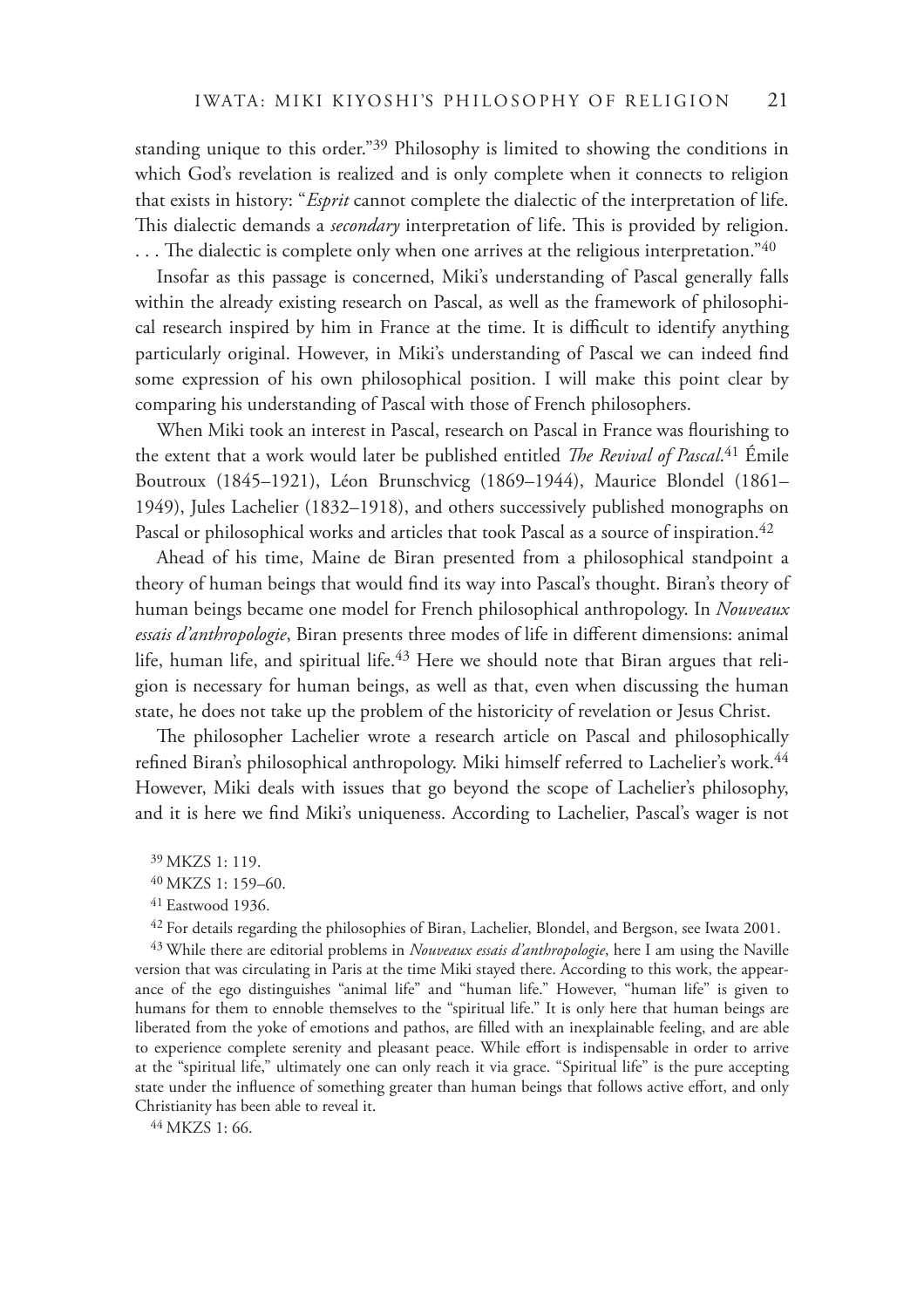standing unique to this order."[39] Philosophy is limited to showing the conditions in which God's revelation is realized and is only complete when it connects to religion that exists in history: "*Esprit* cannot complete the dialectic of the interpretation of life. This dialectic demands a *secondary* interpretation of life. This is provided by religion. . . . The dialectic is complete only when one arrives at the religious interpretation."[40]

Insofar as this passage is concerned, Miki's understanding of Pascal generally falls within the already existing research on Pascal, as well as the framework of philosophical research inspired by him in France at the time. It is difficult to identify anything particularly original. However, in Miki's understanding of Pascal we can indeed find some expression of his own philosophical position. I will make this point clear by comparing his understanding of Pascal with those of French philosophers.

When Miki took an interest in Pascal, research on Pascal in France was flourishing to the extent that a work would later be published entitled *The Revival of Pascal*.[41] Émile Boutroux (1845–1921), Léon Brunschvicg (1869–1944), Maurice Blondel (1861–1949), Jules Lachelier (1832–1918), and others successively published monographs on Pascal or philosophical works and articles that took Pascal as a source of inspiration.[42]

Ahead of his time, Maine de Biran presented from a philosophical standpoint a theory of human beings that would find its way into Pascal's thought. Biran's theory of human beings became one model for French philosophical anthropology. In *Nouveaux essais d'anthropologie*, Biran presents three modes of life in different dimensions: animal life, human life, and spiritual life.[43] Here we should note that Biran argues that religion is necessary for human beings, as well as that, even when discussing the human state, he does not take up the problem of the historicity of revelation or Jesus Christ.

The philosopher Lachelier wrote a research article on Pascal and philosophically refined Biran's philosophical anthropology. Miki himself referred to Lachelier's work.[44] However, Miki deals with issues that go beyond the scope of Lachelier's philosophy, and it is here we find Miki's uniqueness. According to Lachelier, Pascal's wager is not

[39] MKZS 1: 119.

[40] MKZS 1: 159–60.

[41] Eastwood 1936.

[42] For details regarding the philosophies of Biran, Lachelier, Blondel, and Bergson, see Iwata 2001.

[43] While there are editorial problems in *Nouveaux essais d'anthropologie*, here I am using the Naville version that was circulating in Paris at the time Miki stayed there. According to this work, the appearance of the ego distinguishes "animal life" and "human life." However, "human life" is given to humans for them to ennoble themselves to the "spiritual life." It is only here that human beings are liberated from the yoke of emotions and pathos, are filled with an inexplainable feeling, and are able to experience complete serenity and pleasant peace. While effort is indispensable in order to arrive at the "spiritual life," ultimately one can only reach it via grace. "Spiritual life" is the pure accepting state under the influence of something greater than human beings that follows active effort, and only Christianity has been able to reveal it.

[44] MKZS 1: 66.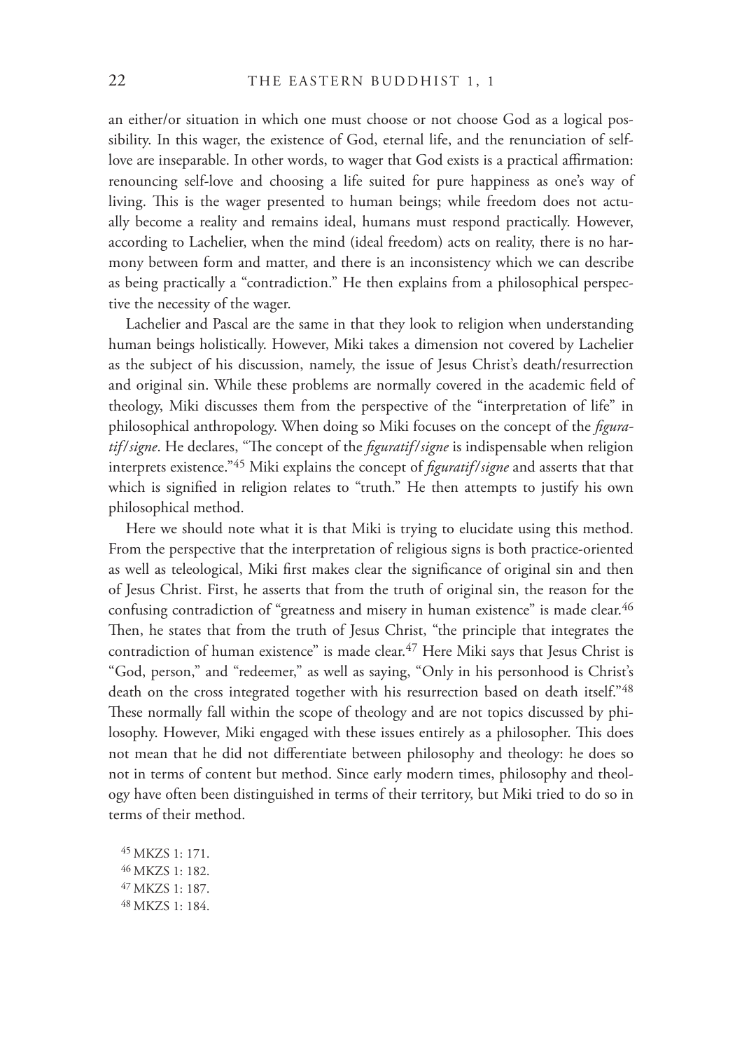an either/or situation in which one must choose or not choose God as a logical possibility. In this wager, the existence of God, eternal life, and the renunciation of self-love are inseparable. In other words, to wager that God exists is a practical affirmation: renouncing self-love and choosing a life suited for pure happiness as one's way of living. This is the wager presented to human beings; while freedom does not actually become a reality and remains ideal, humans must respond practically. However, according to Lachelier, when the mind (ideal freedom) acts on reality, there is no harmony between form and matter, and there is an inconsistency which we can describe as being practically a "contradiction." He then explains from a philosophical perspective the necessity of the wager.

Lachelier and Pascal are the same in that they look to religion when understanding human beings holistically. However, Miki takes a dimension not covered by Lachelier as the subject of his discussion, namely, the issue of Jesus Christ's death/resurrection and original sin. While these problems are normally covered in the academic field of theology, Miki discusses them from the perspective of the "interpretation of life" in philosophical anthropology. When doing so Miki focuses on the concept of the *figuratif/signe*. He declares, "The concept of the *figuratif/signe* is indispensable when religion interprets existence."[45] Miki explains the concept of *figuratif/signe* and asserts that that which is signified in religion relates to "truth." He then attempts to justify his own philosophical method.

Here we should note what it is that Miki is trying to elucidate using this method. From the perspective that the interpretation of religious signs is both practice-oriented as well as teleological, Miki first makes clear the significance of original sin and then of Jesus Christ. First, he asserts that from the truth of original sin, the reason for the confusing contradiction of "greatness and misery in human existence" is made clear.[46] Then, he states that from the truth of Jesus Christ, "the principle that integrates the contradiction of human existence" is made clear.[47] Here Miki says that Jesus Christ is "God, person," and "redeemer," as well as saying, "Only in his personhood is Christ's death on the cross integrated together with his resurrection based on death itself."[48] These normally fall within the scope of theology and are not topics discussed by philosophy. However, Miki engaged with these issues entirely as a philosopher. This does not mean that he did not differentiate between philosophy and theology: he does so not in terms of content but method. Since early modern times, philosophy and theology have often been distinguished in terms of their territory, but Miki tried to do so in terms of their method.

[45] MKZS 1: 171.
[46] MKZS 1: 182.
[47] MKZS 1: 187.
[48] MKZS 1: 184.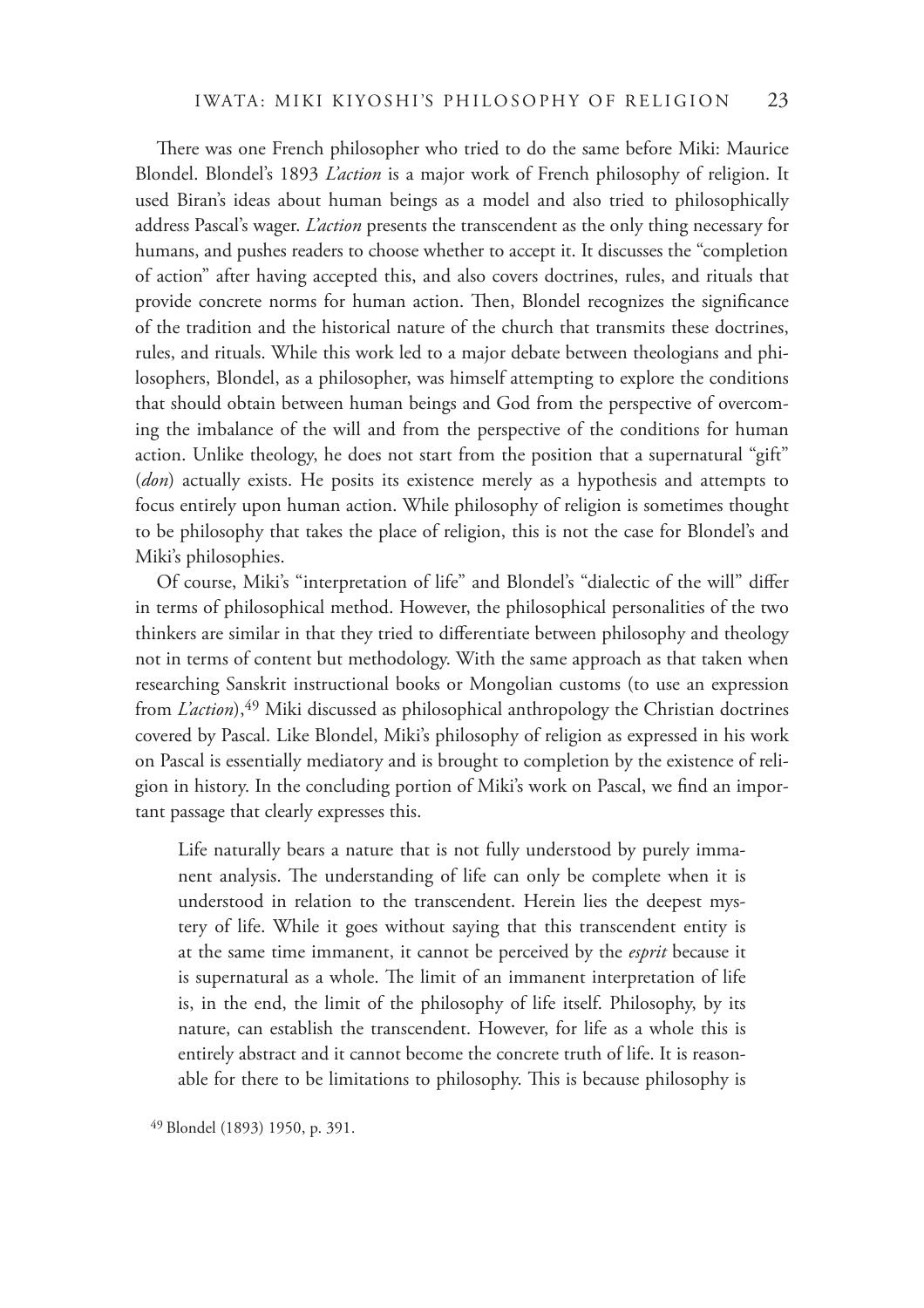There was one French philosopher who tried to do the same before Miki: Maurice Blondel. Blondel's 1893 *L'action* is a major work of French philosophy of religion. It used Biran's ideas about human beings as a model and also tried to philosophically address Pascal's wager. *L'action* presents the transcendent as the only thing necessary for humans, and pushes readers to choose whether to accept it. It discusses the "completion of action" after having accepted this, and also covers doctrines, rules, and rituals that provide concrete norms for human action. Then, Blondel recognizes the significance of the tradition and the historical nature of the church that transmits these doctrines, rules, and rituals. While this work led to a major debate between theologians and philosophers, Blondel, as a philosopher, was himself attempting to explore the conditions that should obtain between human beings and God from the perspective of overcoming the imbalance of the will and from the perspective of the conditions for human action. Unlike theology, he does not start from the position that a supernatural "gift" (*don*) actually exists. He posits its existence merely as a hypothesis and attempts to focus entirely upon human action. While philosophy of religion is sometimes thought to be philosophy that takes the place of religion, this is not the case for Blondel's and Miki's philosophies.

Of course, Miki's "interpretation of life" and Blondel's "dialectic of the will" differ in terms of philosophical method. However, the philosophical personalities of the two thinkers are similar in that they tried to differentiate between philosophy and theology not in terms of content but methodology. With the same approach as that taken when researching Sanskrit instructional books or Mongolian customs (to use an expression from *L'action*),[49] Miki discussed as philosophical anthropology the Christian doctrines covered by Pascal. Like Blondel, Miki's philosophy of religion as expressed in his work on Pascal is essentially mediatory and is brought to completion by the existence of religion in history. In the concluding portion of Miki's work on Pascal, we find an important passage that clearly expresses this.

> Life naturally bears a nature that is not fully understood by purely immanent analysis. The understanding of life can only be complete when it is understood in relation to the transcendent. Herein lies the deepest mystery of life. While it goes without saying that this transcendent entity is at the same time immanent, it cannot be perceived by the *esprit* because it is supernatural as a whole. The limit of an immanent interpretation of life is, in the end, the limit of the philosophy of life itself. Philosophy, by its nature, can establish the transcendent. However, for life as a whole this is entirely abstract and it cannot become the concrete truth of life. It is reasonable for there to be limitations to philosophy. This is because philosophy is

[49] Blondel (1893) 1950, p. 391.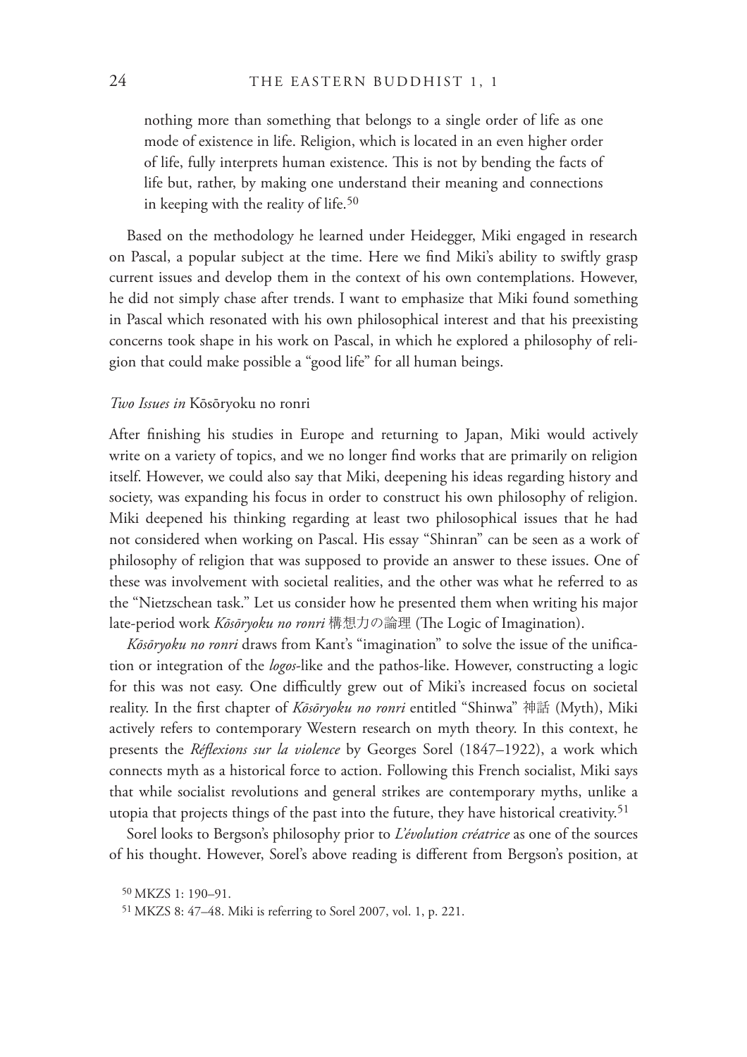nothing more than something that belongs to a single order of life as one mode of existence in life. Religion, which is located in an even higher order of life, fully interprets human existence. This is not by bending the facts of life but, rather, by making one understand their meaning and connections in keeping with the reality of life.[50]

Based on the methodology he learned under Heidegger, Miki engaged in research on Pascal, a popular subject at the time. Here we find Miki's ability to swiftly grasp current issues and develop them in the context of his own contemplations. However, he did not simply chase after trends. I want to emphasize that Miki found something in Pascal which resonated with his own philosophical interest and that his preexisting concerns took shape in his work on Pascal, in which he explored a philosophy of religion that could make possible a "good life" for all human beings.

### *Two Issues in* Kōsōryoku no ronri

After finishing his studies in Europe and returning to Japan, Miki would actively write on a variety of topics, and we no longer find works that are primarily on religion itself. However, we could also say that Miki, deepening his ideas regarding history and society, was expanding his focus in order to construct his own philosophy of religion. Miki deepened his thinking regarding at least two philosophical issues that he had not considered when working on Pascal. His essay "Shinran" can be seen as a work of philosophy of religion that was supposed to provide an answer to these issues. One of these was involvement with societal realities, and the other was what he referred to as the "Nietzschean task." Let us consider how he presented them when writing his major late-period work *Kōsōryoku no ronri* 構想力の論理 (The Logic of Imagination).

*Kōsōryoku no ronri* draws from Kant's "imagination" to solve the issue of the unification or integration of the *logos*-like and the pathos-like. However, constructing a logic for this was not easy. One difficultly grew out of Miki's increased focus on societal reality. In the first chapter of *Kōsōryoku no ronri* entitled "Shinwa" 神話 (Myth), Miki actively refers to contemporary Western research on myth theory. In this context, he presents the *Réflexions sur la violence* by Georges Sorel (1847–1922), a work which connects myth as a historical force to action. Following this French socialist, Miki says that while socialist revolutions and general strikes are contemporary myths, unlike a utopia that projects things of the past into the future, they have historical creativity.[51]

Sorel looks to Bergson's philosophy prior to *L'évolution créatrice* as one of the sources of his thought. However, Sorel's above reading is different from Bergson's position, at

[50] MKZS 1: 190–91.

[51] MKZS 8: 47–48. Miki is referring to Sorel 2007, vol. 1, p. 221.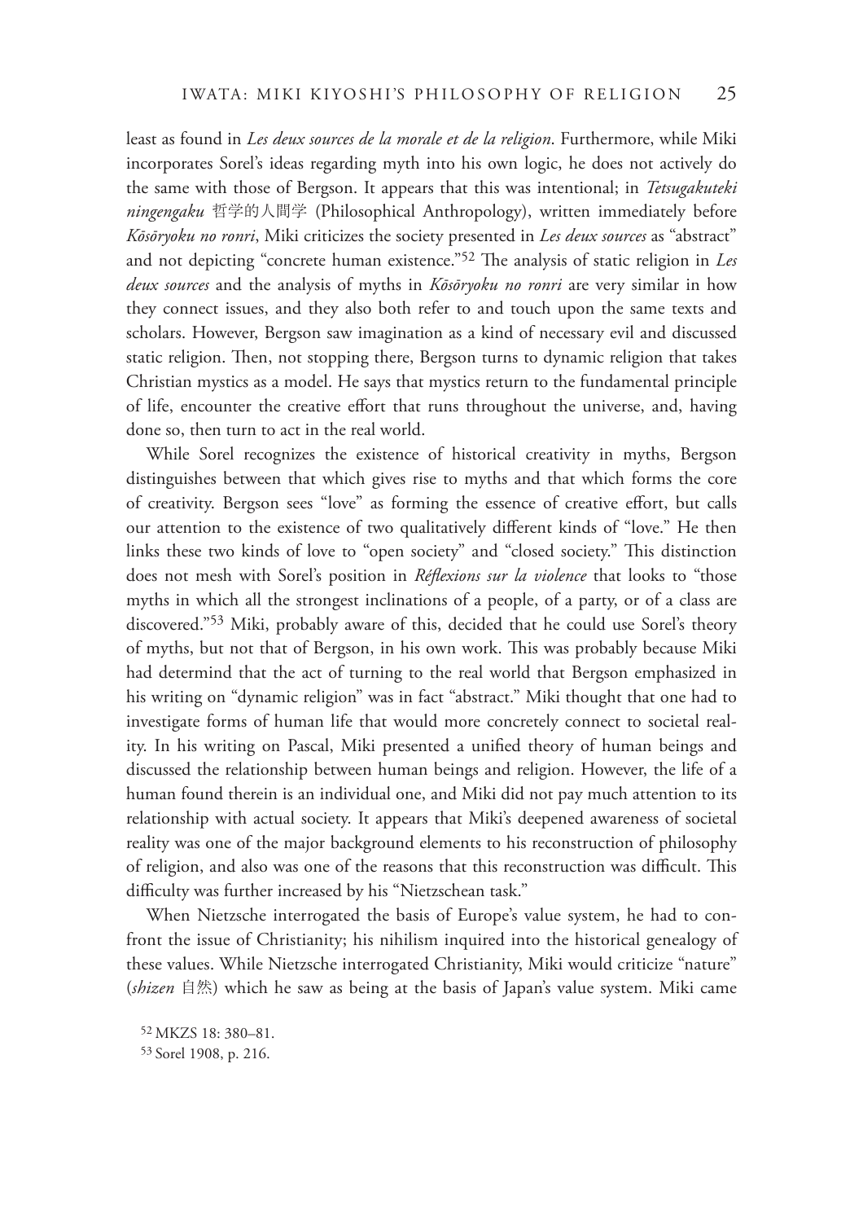least as found in *Les deux sources de la morale et de la religion*. Furthermore, while Miki incorporates Sorel's ideas regarding myth into his own logic, he does not actively do the same with those of Bergson. It appears that this was intentional; in *Tetsugakuteki ningengaku* 哲学的人間学 (Philosophical Anthropology), written immediately before *Kōsōryoku no ronri*, Miki criticizes the society presented in *Les deux sources* as "abstract" and not depicting "concrete human existence."[52] The analysis of static religion in *Les deux sources* and the analysis of myths in *Kōsōryoku no ronri* are very similar in how they connect issues, and they also both refer to and touch upon the same texts and scholars. However, Bergson saw imagination as a kind of necessary evil and discussed static religion. Then, not stopping there, Bergson turns to dynamic religion that takes Christian mystics as a model. He says that mystics return to the fundamental principle of life, encounter the creative effort that runs throughout the universe, and, having done so, then turn to act in the real world.

While Sorel recognizes the existence of historical creativity in myths, Bergson distinguishes between that which gives rise to myths and that which forms the core of creativity. Bergson sees "love" as forming the essence of creative effort, but calls our attention to the existence of two qualitatively different kinds of "love." He then links these two kinds of love to "open society" and "closed society." This distinction does not mesh with Sorel's position in *Réflexions sur la violence* that looks to "those myths in which all the strongest inclinations of a people, of a party, or of a class are discovered."[53] Miki, probably aware of this, decided that he could use Sorel's theory of myths, but not that of Bergson, in his own work. This was probably because Miki had determind that the act of turning to the real world that Bergson emphasized in his writing on "dynamic religion" was in fact "abstract." Miki thought that one had to investigate forms of human life that would more concretely connect to societal reality. In his writing on Pascal, Miki presented a unified theory of human beings and discussed the relationship between human beings and religion. However, the life of a human found therein is an individual one, and Miki did not pay much attention to its relationship with actual society. It appears that Miki's deepened awareness of societal reality was one of the major background elements to his reconstruction of philosophy of religion, and also was one of the reasons that this reconstruction was difficult. This difficulty was further increased by his "Nietzschean task."

When Nietzsche interrogated the basis of Europe's value system, he had to confront the issue of Christianity; his nihilism inquired into the historical genealogy of these values. While Nietzsche interrogated Christianity, Miki would criticize "nature" (*shizen* 自然) which he saw as being at the basis of Japan's value system. Miki came

[52] MKZS 18: 380–81.

[53] Sorel 1908, p. 216.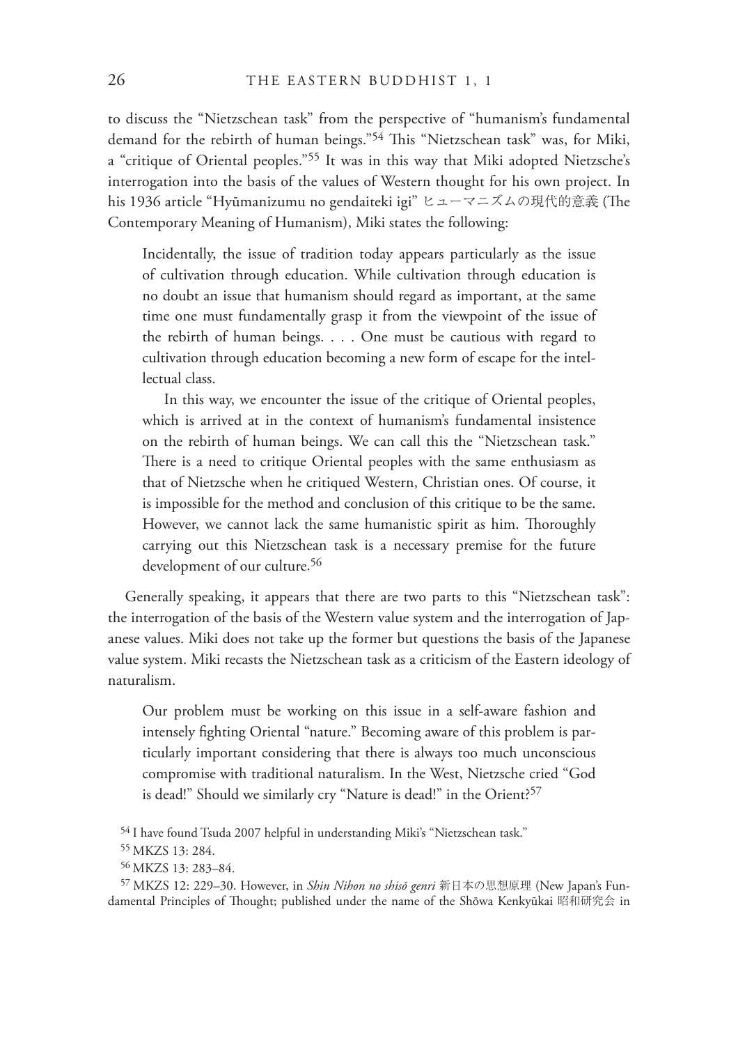to discuss the "Nietzschean task" from the perspective of "humanism's fundamental demand for the rebirth of human beings."[54] This "Nietzschean task" was, for Miki, a "critique of Oriental peoples."[55] It was in this way that Miki adopted Nietzsche's interrogation into the basis of the values of Western thought for his own project. In his 1936 article "Hyūmanizumu no gendaiteki igi" ヒューマニズムの現代的意義 (The Contemporary Meaning of Humanism), Miki states the following:

> Incidentally, the issue of tradition today appears particularly as the issue of cultivation through education. While cultivation through education is no doubt an issue that humanism should regard as important, at the same time one must fundamentally grasp it from the viewpoint of the issue of the rebirth of human beings. . . . One must be cautious with regard to cultivation through education becoming a new form of escape for the intellectual class.
>
> In this way, we encounter the issue of the critique of Oriental peoples, which is arrived at in the context of humanism's fundamental insistence on the rebirth of human beings. We can call this the "Nietzschean task." There is a need to critique Oriental peoples with the same enthusiasm as that of Nietzsche when he critiqued Western, Christian ones. Of course, it is impossible for the method and conclusion of this critique to be the same. However, we cannot lack the same humanistic spirit as him. Thoroughly carrying out this Nietzschean task is a necessary premise for the future development of our culture.[56]

Generally speaking, it appears that there are two parts to this "Nietzschean task": the interrogation of the basis of the Western value system and the interrogation of Japanese values. Miki does not take up the former but questions the basis of the Japanese value system. Miki recasts the Nietzschean task as a criticism of the Eastern ideology of naturalism.

> Our problem must be working on this issue in a self-aware fashion and intensely fighting Oriental "nature." Becoming aware of this problem is particularly important considering that there is always too much unconscious compromise with traditional naturalism. In the West, Nietzsche cried "God is dead!" Should we similarly cry "Nature is dead!" in the Orient?[57]

[54] I have found Tsuda 2007 helpful in understanding Miki's "Nietzschean task."

[55] MKZS 13: 284.

[56] MKZS 13: 283–84.

[57] MKZS 12: 229–30. However, in *Shin Nihon no shisō genri* 新日本の思想原理 (New Japan's Fundamental Principles of Thought; published under the name of the Shōwa Kenkyūkai 昭和研究会 in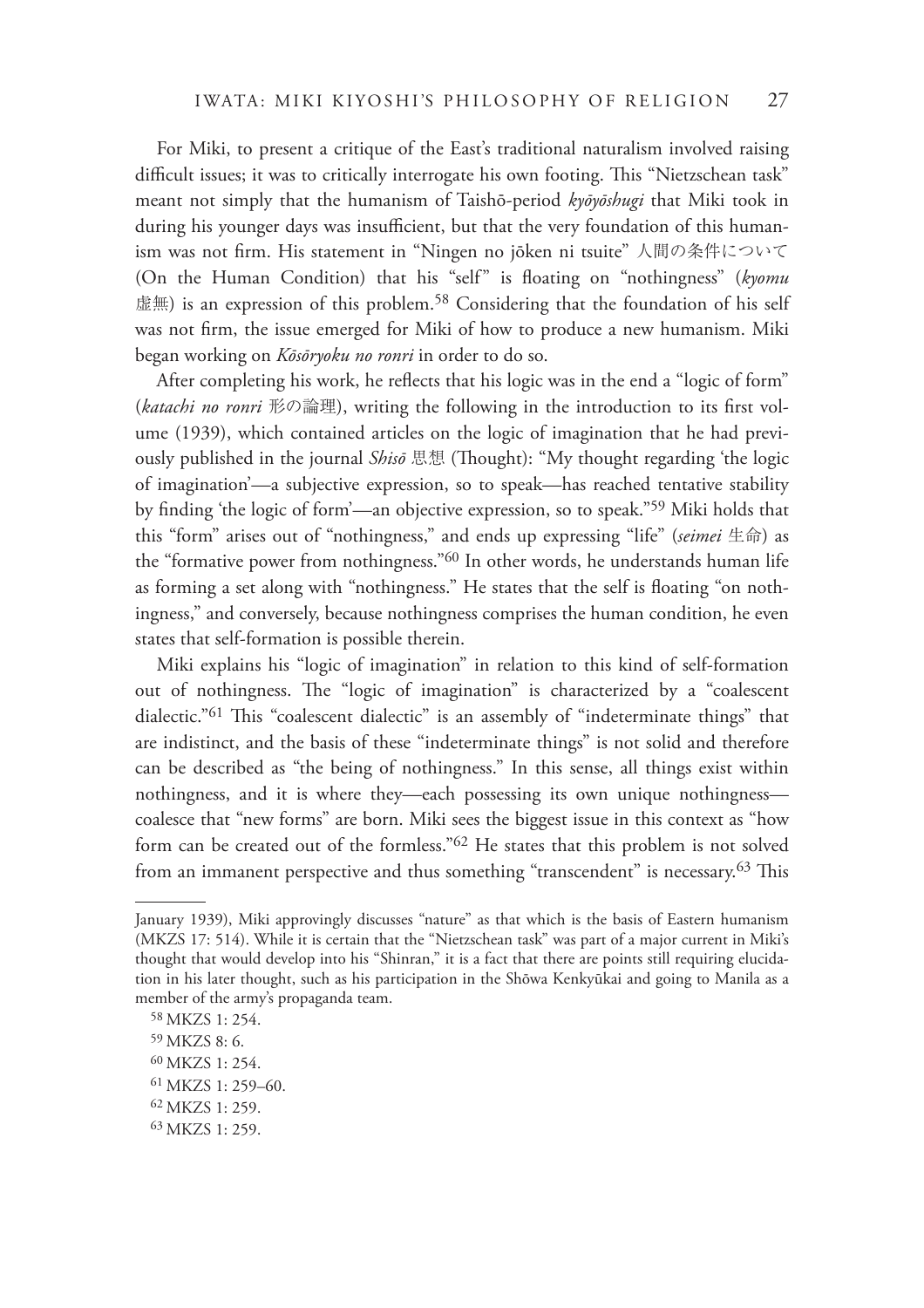For Miki, to present a critique of the East's traditional naturalism involved raising difficult issues; it was to critically interrogate his own footing. This "Nietzschean task" meant not simply that the humanism of Taishō-period *kyōyōshugi* that Miki took in during his younger days was insufficient, but that the very foundation of this humanism was not firm. His statement in "Ningen no jōken ni tsuite" 人間の条件について (On the Human Condition) that his "self" is floating on "nothingness" (*kyomu* 虚無) is an expression of this problem.[58] Considering that the foundation of his self was not firm, the issue emerged for Miki of how to produce a new humanism. Miki began working on *Kōsōryoku no ronri* in order to do so.

After completing his work, he reflects that his logic was in the end a "logic of form" (*katachi no ronri* 形の論理), writing the following in the introduction to its first volume (1939), which contained articles on the logic of imagination that he had previously published in the journal *Shisō* 思想 (Thought): "My thought regarding 'the logic of imagination'—a subjective expression, so to speak—has reached tentative stability by finding 'the logic of form'—an objective expression, so to speak."[59] Miki holds that this "form" arises out of "nothingness," and ends up expressing "life" (*seimei* 生命) as the "formative power from nothingness."[60] In other words, he understands human life as forming a set along with "nothingness." He states that the self is floating "on nothingness," and conversely, because nothingness comprises the human condition, he even states that self-formation is possible therein.

Miki explains his "logic of imagination" in relation to this kind of self-formation out of nothingness. The "logic of imagination" is characterized by a "coalescent dialectic."[61] This "coalescent dialectic" is an assembly of "indeterminate things" that are indistinct, and the basis of these "indeterminate things" is not solid and therefore can be described as "the being of nothingness." In this sense, all things exist within nothingness, and it is where they—each possessing its own unique nothingness—coalesce that "new forms" are born. Miki sees the biggest issue in this context as "how form can be created out of the formless."[62] He states that this problem is not solved from an immanent perspective and thus something "transcendent" is necessary.[63] This

---

January 1939), Miki approvingly discusses "nature" as that which is the basis of Eastern humanism (MKZS 17: 514). While it is certain that the "Nietzschean task" was part of a major current in Miki's thought that would develop into his "Shinran," it is a fact that there are points still requiring elucidation in his later thought, such as his participation in the Shōwa Kenkyūkai and going to Manila as a member of the army's propaganda team.

[58] MKZS 1: 254.

[59] MKZS 8: 6.

[60] MKZS 1: 254.

[61] MKZS 1: 259–60.

[62] MKZS 1: 259.

[63] MKZS 1: 259.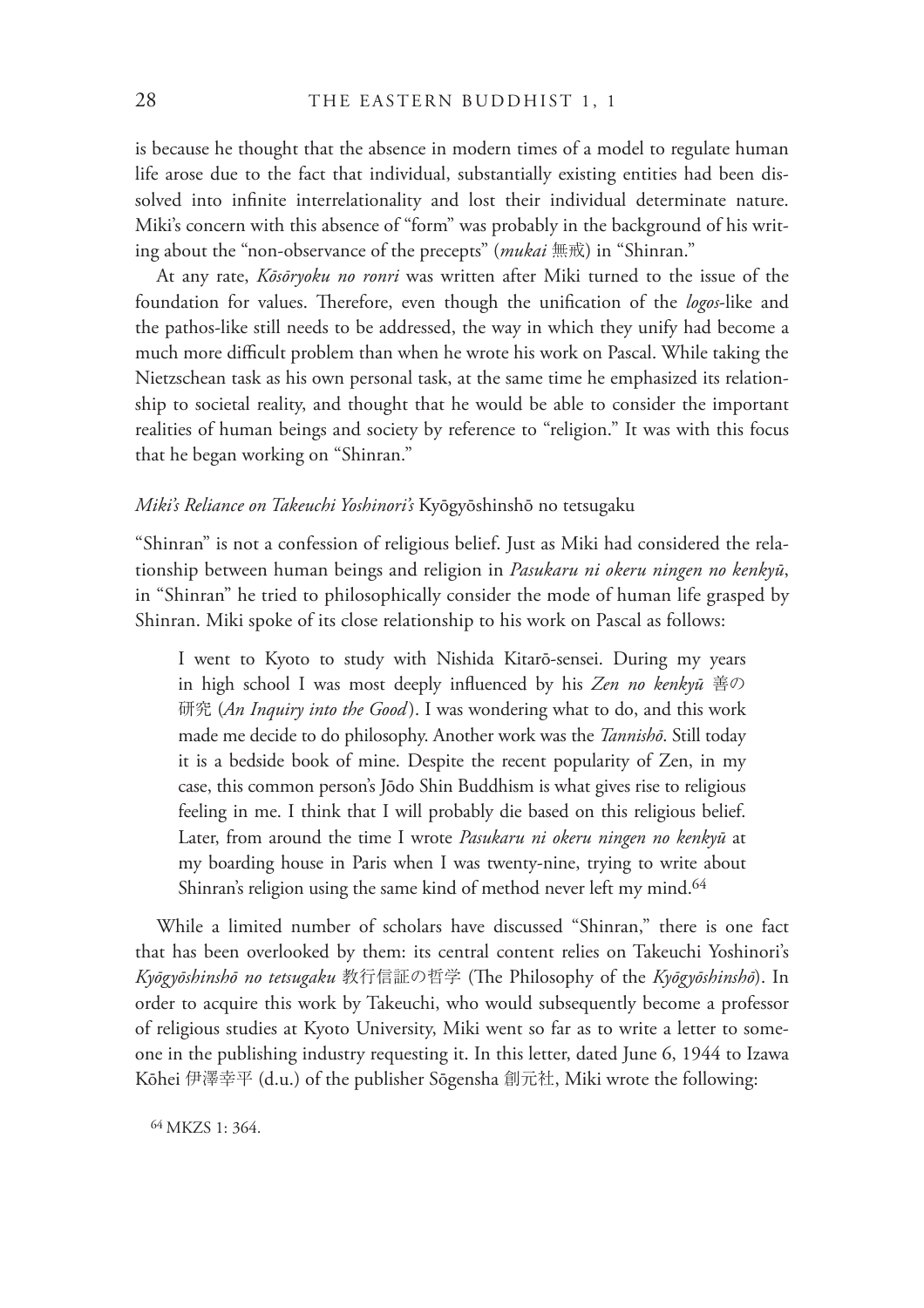is because he thought that the absence in modern times of a model to regulate human life arose due to the fact that individual, substantially existing entities had been dissolved into infinite interrelationality and lost their individual determinate nature. Miki's concern with this absence of "form" was probably in the background of his writing about the "non-observance of the precepts" (*mukai* 無戒) in "Shinran."

At any rate, *Kōsōryoku no ronri* was written after Miki turned to the issue of the foundation for values. Therefore, even though the unification of the *logos*-like and the pathos-like still needs to be addressed, the way in which they unify had become a much more difficult problem than when he wrote his work on Pascal. While taking the Nietzschean task as his own personal task, at the same time he emphasized its relationship to societal reality, and thought that he would be able to consider the important realities of human beings and society by reference to "religion." It was with this focus that he began working on "Shinran."

### *Miki's Reliance on Takeuchi Yoshinori's* Kyōgyōshinshō no tetsugaku

"Shinran" is not a confession of religious belief. Just as Miki had considered the relationship between human beings and religion in *Pasukaru ni okeru ningen no kenkyū*, in "Shinran" he tried to philosophically consider the mode of human life grasped by Shinran. Miki spoke of its close relationship to his work on Pascal as follows:

> I went to Kyoto to study with Nishida Kitarō-sensei. During my years in high school I was most deeply influenced by his *Zen no kenkyū* 善の研究 (*An Inquiry into the Good*). I was wondering what to do, and this work made me decide to do philosophy. Another work was the *Tannishō*. Still today it is a bedside book of mine. Despite the recent popularity of Zen, in my case, this common person's Jōdo Shin Buddhism is what gives rise to religious feeling in me. I think that I will probably die based on this religious belief. Later, from around the time I wrote *Pasukaru ni okeru ningen no kenkyū* at my boarding house in Paris when I was twenty-nine, trying to write about Shinran's religion using the same kind of method never left my mind.[64]

While a limited number of scholars have discussed "Shinran," there is one fact that has been overlooked by them: its central content relies on Takeuchi Yoshinori's *Kyōgyōshinshō no tetsugaku* 教行信証の哲学 (The Philosophy of the *Kyōgyōshinshō*). In order to acquire this work by Takeuchi, who would subsequently become a professor of religious studies at Kyoto University, Miki went so far as to write a letter to someone in the publishing industry requesting it. In this letter, dated June 6, 1944 to Izawa Kōhei 伊澤幸平 (d.u.) of the publisher Sōgensha 創元社, Miki wrote the following:

[64] MKZS 1: 364.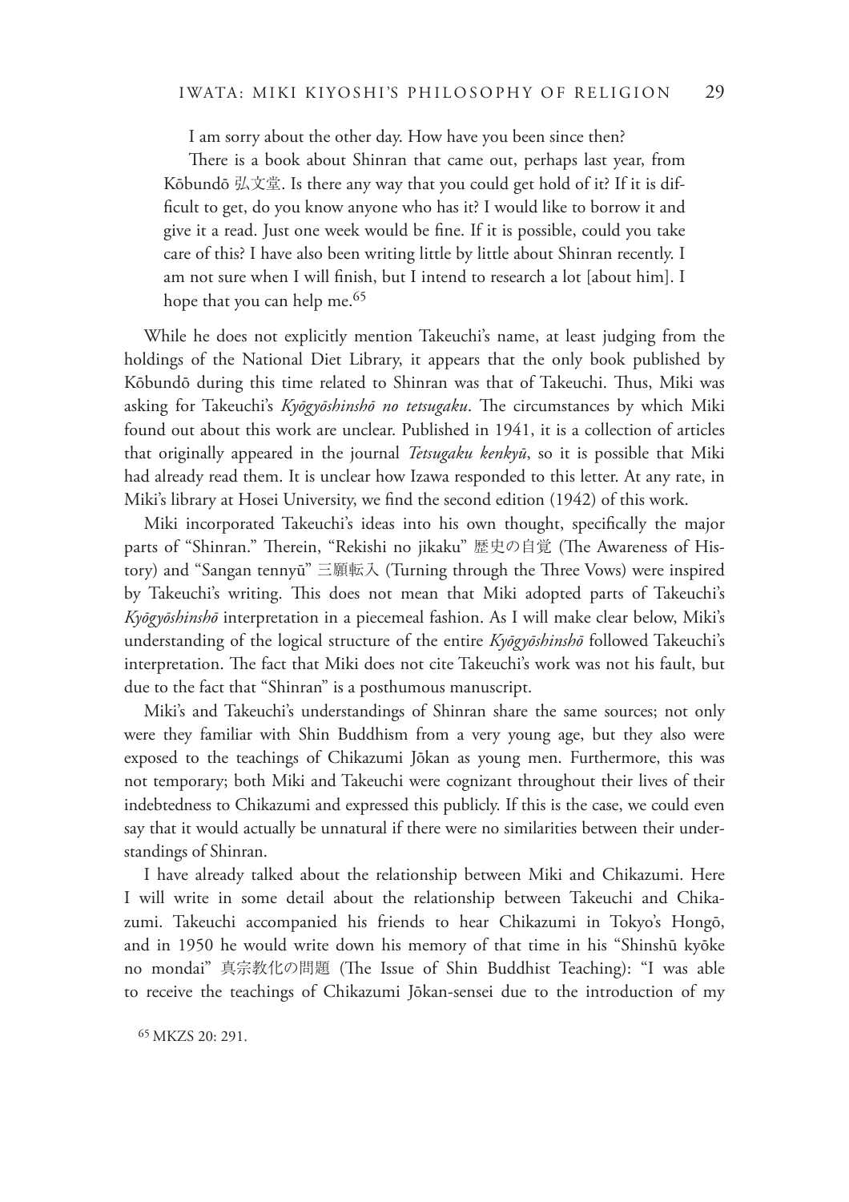> I am sorry about the other day. How have you been since then?
>
> There is a book about Shinran that came out, perhaps last year, from Kōbundō 弘文堂. Is there any way that you could get hold of it? If it is difficult to get, do you know anyone who has it? I would like to borrow it and give it a read. Just one week would be fine. If it is possible, could you take care of this? I have also been writing little by little about Shinran recently. I am not sure when I will finish, but I intend to research a lot [about him]. I hope that you can help me.[65]

While he does not explicitly mention Takeuchi's name, at least judging from the holdings of the National Diet Library, it appears that the only book published by Kōbundō during this time related to Shinran was that of Takeuchi. Thus, Miki was asking for Takeuchi's *Kyōgyōshinshō no tetsugaku*. The circumstances by which Miki found out about this work are unclear. Published in 1941, it is a collection of articles that originally appeared in the journal *Tetsugaku kenkyū*, so it is possible that Miki had already read them. It is unclear how Izawa responded to this letter. At any rate, in Miki's library at Hosei University, we find the second edition (1942) of this work.

Miki incorporated Takeuchi's ideas into his own thought, specifically the major parts of "Shinran." Therein, "Rekishi no jikaku" 歴史の自覚 (The Awareness of History) and "Sangan tennyū" 三願転入 (Turning through the Three Vows) were inspired by Takeuchi's writing. This does not mean that Miki adopted parts of Takeuchi's *Kyōgyōshinshō* interpretation in a piecemeal fashion. As I will make clear below, Miki's understanding of the logical structure of the entire *Kyōgyōshinshō* followed Takeuchi's interpretation. The fact that Miki does not cite Takeuchi's work was not his fault, but due to the fact that "Shinran" is a posthumous manuscript.

Miki's and Takeuchi's understandings of Shinran share the same sources; not only were they familiar with Shin Buddhism from a very young age, but they also were exposed to the teachings of Chikazumi Jōkan as young men. Furthermore, this was not temporary; both Miki and Takeuchi were cognizant throughout their lives of their indebtedness to Chikazumi and expressed this publicly. If this is the case, we could even say that it would actually be unnatural if there were no similarities between their understandings of Shinran.

I have already talked about the relationship between Miki and Chikazumi. Here I will write in some detail about the relationship between Takeuchi and Chikazumi. Takeuchi accompanied his friends to hear Chikazumi in Tokyo's Hongō, and in 1950 he would write down his memory of that time in his "Shinshū kyōke no mondai" 真宗教化の問題 (The Issue of Shin Buddhist Teaching): "I was able to receive the teachings of Chikazumi Jōkan-sensei due to the introduction of my

[65] MKZS 20: 291.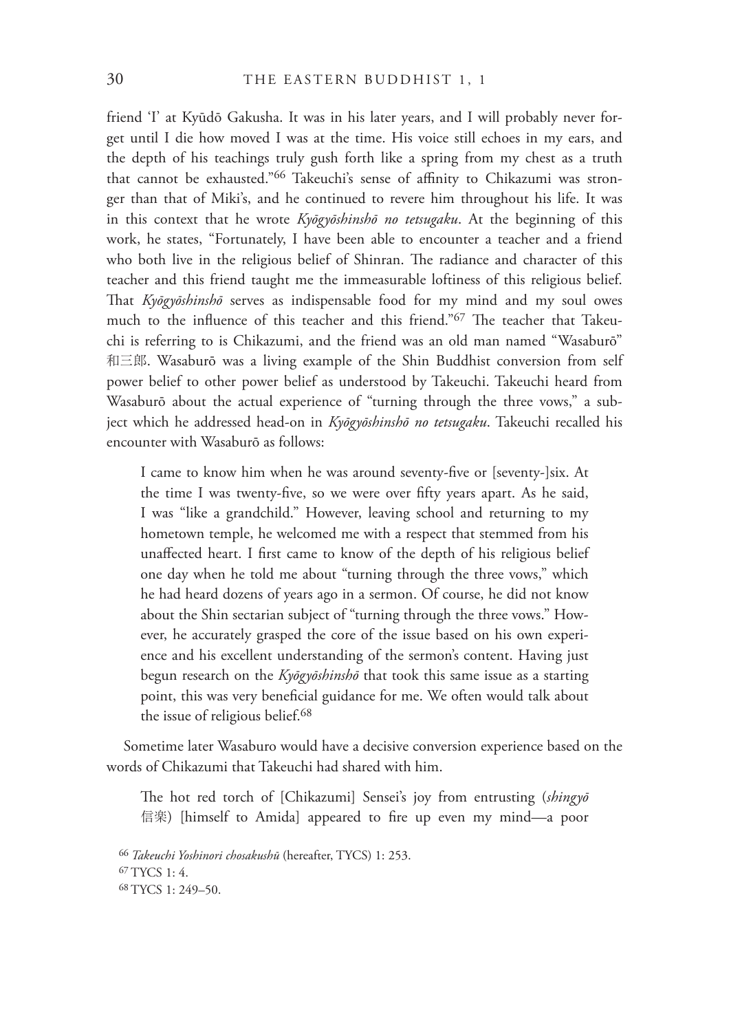friend 'I' at Kyūdō Gakusha. It was in his later years, and I will probably never forget until I die how moved I was at the time. His voice still echoes in my ears, and the depth of his teachings truly gush forth like a spring from my chest as a truth that cannot be exhausted."[66] Takeuchi's sense of affinity to Chikazumi was stronger than that of Miki's, and he continued to revere him throughout his life. It was in this context that he wrote *Kyōgyōshinshō no tetsugaku*. At the beginning of this work, he states, "Fortunately, I have been able to encounter a teacher and a friend who both live in the religious belief of Shinran. The radiance and character of this teacher and this friend taught me the immeasurable loftiness of this religious belief. That *Kyōgyōshinshō* serves as indispensable food for my mind and my soul owes much to the influence of this teacher and this friend."[67] The teacher that Takeuchi is referring to is Chikazumi, and the friend was an old man named "Wasaburō" 和三郎. Wasaburō was a living example of the Shin Buddhist conversion from self power belief to other power belief as understood by Takeuchi. Takeuchi heard from Wasaburō about the actual experience of "turning through the three vows," a subject which he addressed head-on in *Kyōgyōshinshō no tetsugaku*. Takeuchi recalled his encounter with Wasaburō as follows:

> I came to know him when he was around seventy-five or [seventy-]six. At the time I was twenty-five, so we were over fifty years apart. As he said, I was "like a grandchild." However, leaving school and returning to my hometown temple, he welcomed me with a respect that stemmed from his unaffected heart. I first came to know of the depth of his religious belief one day when he told me about "turning through the three vows," which he had heard dozens of years ago in a sermon. Of course, he did not know about the Shin sectarian subject of "turning through the three vows." However, he accurately grasped the core of the issue based on his own experience and his excellent understanding of the sermon's content. Having just begun research on the *Kyōgyōshinshō* that took this same issue as a starting point, this was very beneficial guidance for me. We often would talk about the issue of religious belief.[68]

Sometime later Wasaburo would have a decisive conversion experience based on the words of Chikazumi that Takeuchi had shared with him.

> The hot red torch of [Chikazumi] Sensei's joy from entrusting (*shingyō* 信楽) [himself to Amida] appeared to fire up even my mind—a poor

[66] *Takeuchi Yoshinori chosakushū* (hereafter, TYCS) 1: 253.

[67] TYCS 1: 4.

[68] TYCS 1: 249–50.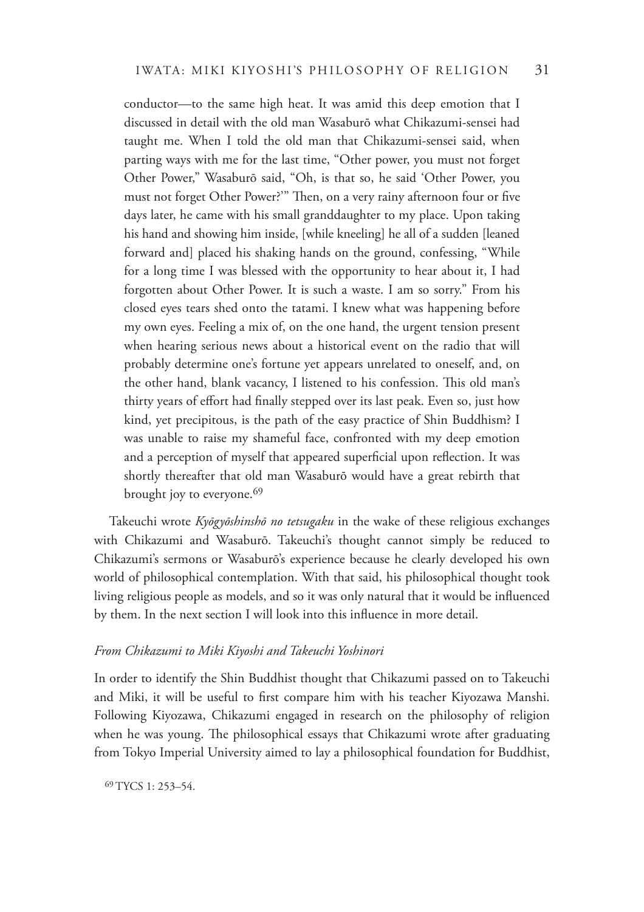conductor—to the same high heat. It was amid this deep emotion that I discussed in detail with the old man Wasaburō what Chikazumi-sensei had taught me. When I told the old man that Chikazumi-sensei said, when parting ways with me for the last time, "Other power, you must not forget Other Power," Wasaburō said, "Oh, is that so, he said 'Other Power, you must not forget Other Power?'" Then, on a very rainy afternoon four or five days later, he came with his small granddaughter to my place. Upon taking his hand and showing him inside, [while kneeling] he all of a sudden [leaned forward and] placed his shaking hands on the ground, confessing, "While for a long time I was blessed with the opportunity to hear about it, I had forgotten about Other Power. It is such a waste. I am so sorry." From his closed eyes tears shed onto the tatami. I knew what was happening before my own eyes. Feeling a mix of, on the one hand, the urgent tension present when hearing serious news about a historical event on the radio that will probably determine one's fortune yet appears unrelated to oneself, and, on the other hand, blank vacancy, I listened to his confession. This old man's thirty years of effort had finally stepped over its last peak. Even so, just how kind, yet precipitous, is the path of the easy practice of Shin Buddhism? I was unable to raise my shameful face, confronted with my deep emotion and a perception of myself that appeared superficial upon reflection. It was shortly thereafter that old man Wasaburō would have a great rebirth that brought joy to everyone.[69]

Takeuchi wrote *Kyōgyōshinshō no tetsugaku* in the wake of these religious exchanges with Chikazumi and Wasaburō. Takeuchi's thought cannot simply be reduced to Chikazumi's sermons or Wasaburō's experience because he clearly developed his own world of philosophical contemplation. With that said, his philosophical thought took living religious people as models, and so it was only natural that it would be influenced by them. In the next section I will look into this influence in more detail.

### *From Chikazumi to Miki Kiyoshi and Takeuchi Yoshinori*

In order to identify the Shin Buddhist thought that Chikazumi passed on to Takeuchi and Miki, it will be useful to first compare him with his teacher Kiyozawa Manshi. Following Kiyozawa, Chikazumi engaged in research on the philosophy of religion when he was young. The philosophical essays that Chikazumi wrote after graduating from Tokyo Imperial University aimed to lay a philosophical foundation for Buddhist,

[69] TYCS 1: 253–54.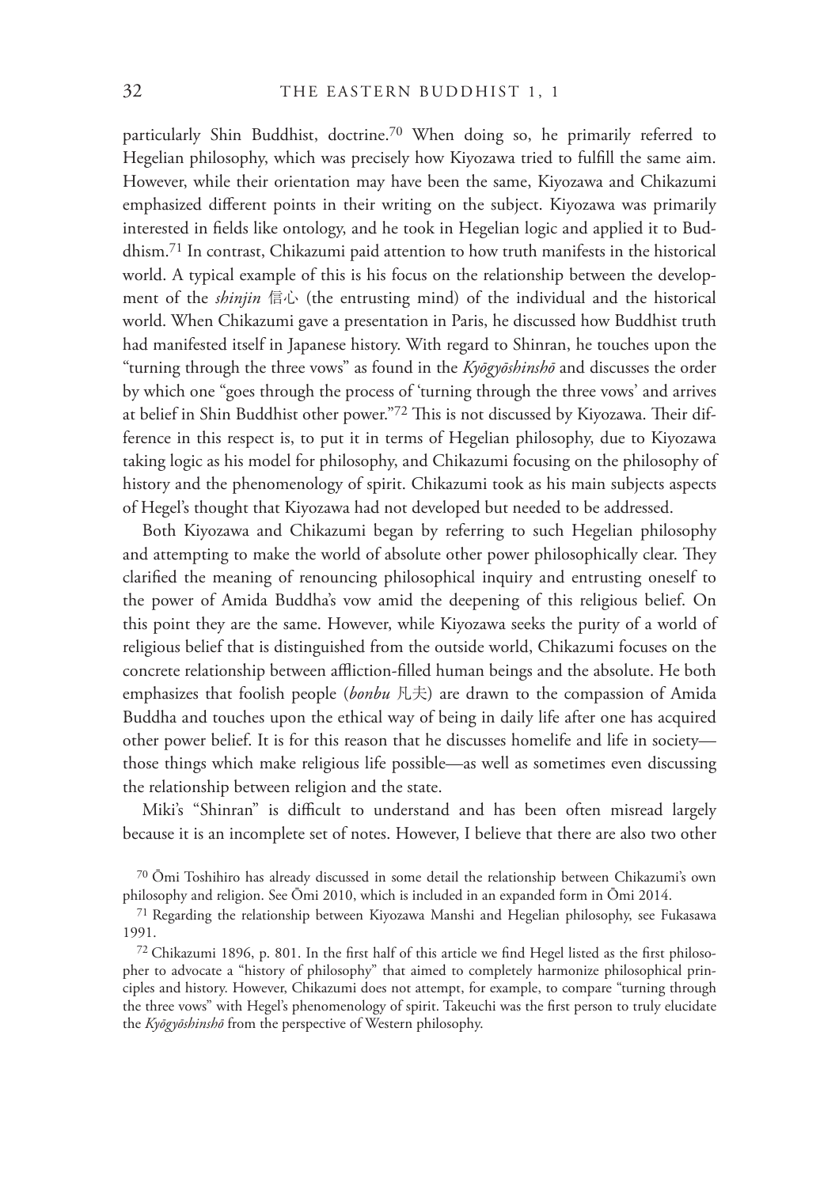particularly Shin Buddhist, doctrine.[70] When doing so, he primarily referred to Hegelian philosophy, which was precisely how Kiyozawa tried to fulfill the same aim. However, while their orientation may have been the same, Kiyozawa and Chikazumi emphasized different points in their writing on the subject. Kiyozawa was primarily interested in fields like ontology, and he took in Hegelian logic and applied it to Buddhism.[71] In contrast, Chikazumi paid attention to how truth manifests in the historical world. A typical example of this is his focus on the relationship between the development of the *shinjin* 信心 (the entrusting mind) of the individual and the historical world. When Chikazumi gave a presentation in Paris, he discussed how Buddhist truth had manifested itself in Japanese history. With regard to Shinran, he touches upon the "turning through the three vows" as found in the *Kyōgyōshinshō* and discusses the order by which one "goes through the process of 'turning through the three vows' and arrives at belief in Shin Buddhist other power."[72] This is not discussed by Kiyozawa. Their difference in this respect is, to put it in terms of Hegelian philosophy, due to Kiyozawa taking logic as his model for philosophy, and Chikazumi focusing on the philosophy of history and the phenomenology of spirit. Chikazumi took as his main subjects aspects of Hegel's thought that Kiyozawa had not developed but needed to be addressed.

Both Kiyozawa and Chikazumi began by referring to such Hegelian philosophy and attempting to make the world of absolute other power philosophically clear. They clarified the meaning of renouncing philosophical inquiry and entrusting oneself to the power of Amida Buddha's vow amid the deepening of this religious belief. On this point they are the same. However, while Kiyozawa seeks the purity of a world of religious belief that is distinguished from the outside world, Chikazumi focuses on the concrete relationship between affliction-filled human beings and the absolute. He both emphasizes that foolish people (*bonbu* 凡夫) are drawn to the compassion of Amida Buddha and touches upon the ethical way of being in daily life after one has acquired other power belief. It is for this reason that he discusses homelife and life in society—those things which make religious life possible—as well as sometimes even discussing the relationship between religion and the state.

Miki's "Shinran" is difficult to understand and has been often misread largely because it is an incomplete set of notes. However, I believe that there are also two other

[70] Ōmi Toshihiro has already discussed in some detail the relationship between Chikazumi's own philosophy and religion. See Ōmi 2010, which is included in an expanded form in Ōmi 2014.

[71] Regarding the relationship between Kiyozawa Manshi and Hegelian philosophy, see Fukasawa 1991.

[72] Chikazumi 1896, p. 801. In the first half of this article we find Hegel listed as the first philosopher to advocate a "history of philosophy" that aimed to completely harmonize philosophical principles and history. However, Chikazumi does not attempt, for example, to compare "turning through the three vows" with Hegel's phenomenology of spirit. Takeuchi was the first person to truly elucidate the *Kyōgyōshinshō* from the perspective of Western philosophy.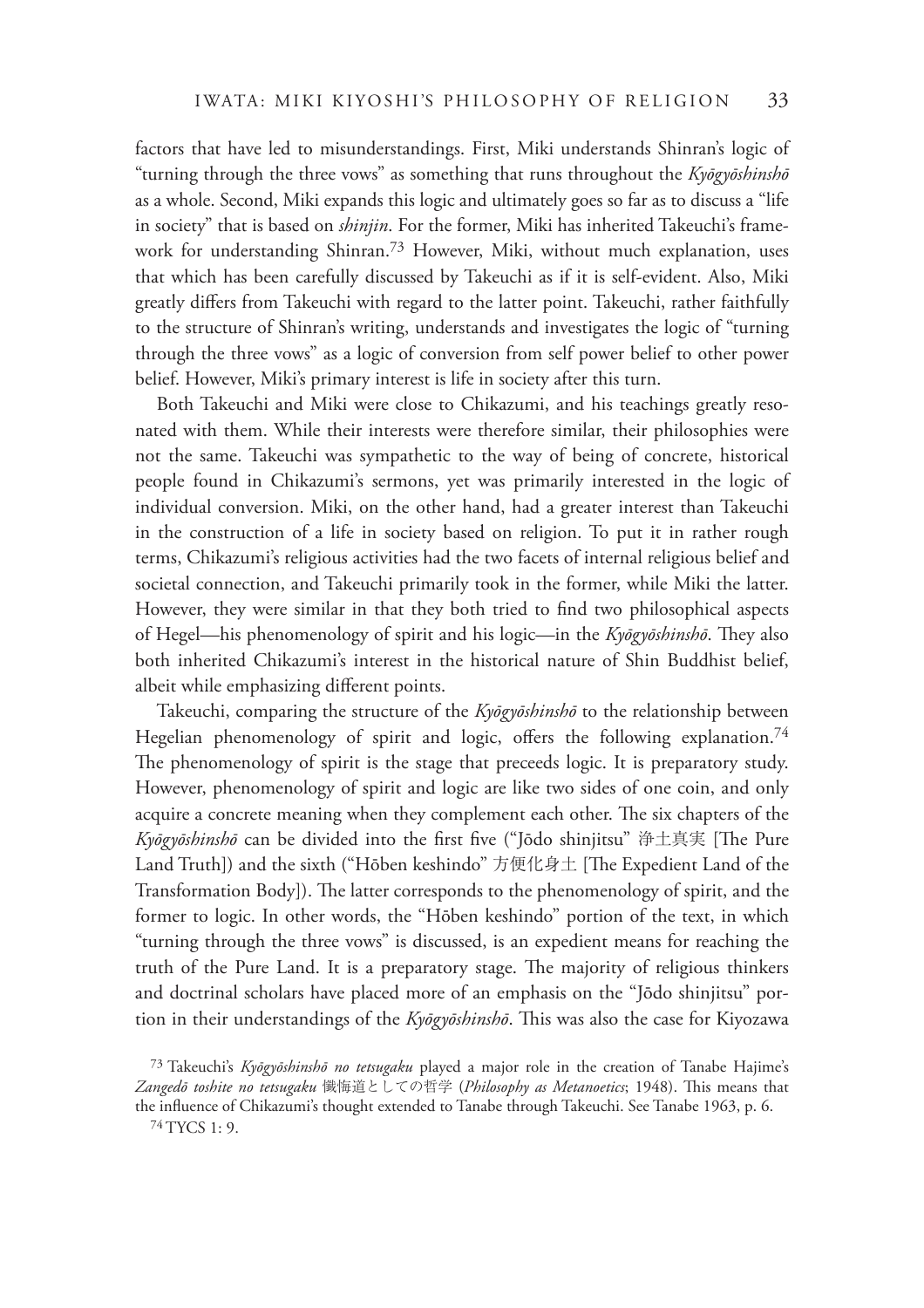factors that have led to misunderstandings. First, Miki understands Shinran's logic of "turning through the three vows" as something that runs throughout the *Kyōgyōshinshō* as a whole. Second, Miki expands this logic and ultimately goes so far as to discuss a "life in society" that is based on *shinjin*. For the former, Miki has inherited Takeuchi's framework for understanding Shinran.[73] However, Miki, without much explanation, uses that which has been carefully discussed by Takeuchi as if it is self-evident. Also, Miki greatly differs from Takeuchi with regard to the latter point. Takeuchi, rather faithfully to the structure of Shinran's writing, understands and investigates the logic of "turning through the three vows" as a logic of conversion from self power belief to other power belief. However, Miki's primary interest is life in society after this turn.

Both Takeuchi and Miki were close to Chikazumi, and his teachings greatly resonated with them. While their interests were therefore similar, their philosophies were not the same. Takeuchi was sympathetic to the way of being of concrete, historical people found in Chikazumi's sermons, yet was primarily interested in the logic of individual conversion. Miki, on the other hand, had a greater interest than Takeuchi in the construction of a life in society based on religion. To put it in rather rough terms, Chikazumi's religious activities had the two facets of internal religious belief and societal connection, and Takeuchi primarily took in the former, while Miki the latter. However, they were similar in that they both tried to find two philosophical aspects of Hegel—his phenomenology of spirit and his logic—in the *Kyōgyōshinshō*. They also both inherited Chikazumi's interest in the historical nature of Shin Buddhist belief, albeit while emphasizing different points.

Takeuchi, comparing the structure of the *Kyōgyōshinshō* to the relationship between Hegelian phenomenology of spirit and logic, offers the following explanation.[74] The phenomenology of spirit is the stage that preceeds logic. It is preparatory study. However, phenomenology of spirit and logic are like two sides of one coin, and only acquire a concrete meaning when they complement each other. The six chapters of the *Kyōgyōshinshō* can be divided into the first five ("Jōdo shinjitsu" 浄土真実 [The Pure Land Truth]) and the sixth ("Hōben keshindo" 方便化身土 [The Expedient Land of the Transformation Body]). The latter corresponds to the phenomenology of spirit, and the former to logic. In other words, the "Hōben keshindo" portion of the text, in which "turning through the three vows" is discussed, is an expedient means for reaching the truth of the Pure Land. It is a preparatory stage. The majority of religious thinkers and doctrinal scholars have placed more of an emphasis on the "Jōdo shinjitsu" portion in their understandings of the *Kyōgyōshinshō*. This was also the case for Kiyozawa

[73] Takeuchi's *Kyōgyōshinshō no tetsugaku* played a major role in the creation of Tanabe Hajime's *Zangedō toshite no tetsugaku* 懺悔道としての哲学 (*Philosophy as Metanoetics*; 1948). This means that the influence of Chikazumi's thought extended to Tanabe through Takeuchi. See Tanabe 1963, p. 6.

[74] TYCS 1: 9.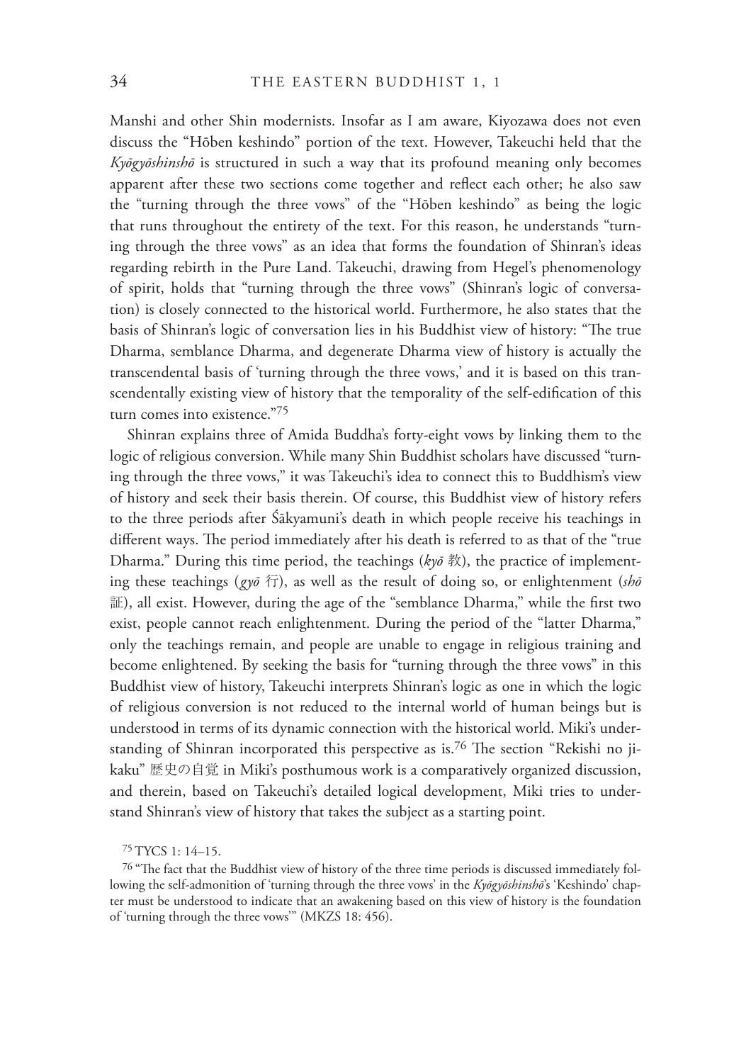Manshi and other Shin modernists. Insofar as I am aware, Kiyozawa does not even discuss the "Hōben keshindo" portion of the text. However, Takeuchi held that the *Kyōgyōshinshō* is structured in such a way that its profound meaning only becomes apparent after these two sections come together and reflect each other; he also saw the "turning through the three vows" of the "Hōben keshindo" as being the logic that runs throughout the entirety of the text. For this reason, he understands "turning through the three vows" as an idea that forms the foundation of Shinran's ideas regarding rebirth in the Pure Land. Takeuchi, drawing from Hegel's phenomenology of spirit, holds that "turning through the three vows" (Shinran's logic of conversation) is closely connected to the historical world. Furthermore, he also states that the basis of Shinran's logic of conversation lies in his Buddhist view of history: "The true Dharma, semblance Dharma, and degenerate Dharma view of history is actually the transcendental basis of 'turning through the three vows,' and it is based on this transcendentally existing view of history that the temporality of the self-edification of this turn comes into existence."[75]

Shinran explains three of Amida Buddha's forty-eight vows by linking them to the logic of religious conversion. While many Shin Buddhist scholars have discussed "turning through the three vows," it was Takeuchi's idea to connect this to Buddhism's view of history and seek their basis therein. Of course, this Buddhist view of history refers to the three periods after Śākyamuni's death in which people receive his teachings in different ways. The period immediately after his death is referred to as that of the "true Dharma." During this time period, the teachings (*kyō* 教), the practice of implementing these teachings (*gyō* 行), as well as the result of doing so, or enlightenment (*shō* 証), all exist. However, during the age of the "semblance Dharma," while the first two exist, people cannot reach enlightenment. During the period of the "latter Dharma," only the teachings remain, and people are unable to engage in religious training and become enlightened. By seeking the basis for "turning through the three vows" in this Buddhist view of history, Takeuchi interprets Shinran's logic as one in which the logic of religious conversion is not reduced to the internal world of human beings but is understood in terms of its dynamic connection with the historical world. Miki's understanding of Shinran incorporated this perspective as is.[76] The section "Rekishi no jikaku" 歴史の自覚 in Miki's posthumous work is a comparatively organized discussion, and therein, based on Takeuchi's detailed logical development, Miki tries to understand Shinran's view of history that takes the subject as a starting point.

[75] TYCS 1: 14–15.

[76] "The fact that the Buddhist view of history of the three time periods is discussed immediately following the self-admonition of 'turning through the three vows' in the *Kyōgyōshinshō*'s 'Keshindo' chapter must be understood to indicate that an awakening based on this view of history is the foundation of 'turning through the three vows'" (MKZS 18: 456).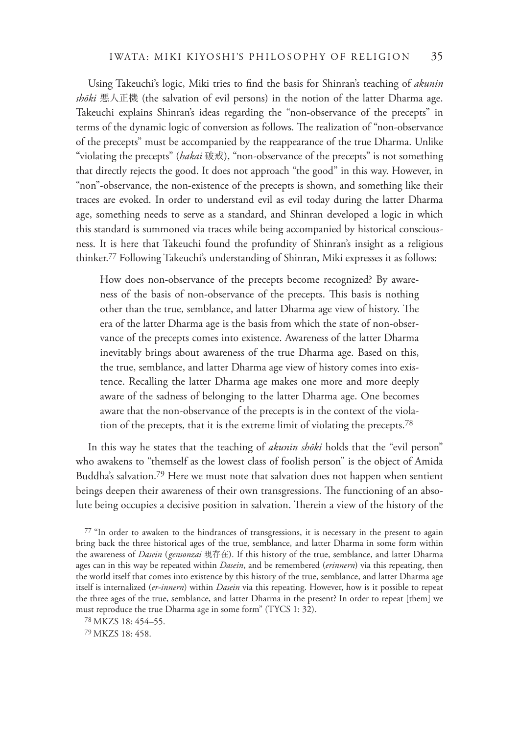Using Takeuchi's logic, Miki tries to find the basis for Shinran's teaching of *akunin shōki* 悪人正機 (the salvation of evil persons) in the notion of the latter Dharma age. Takeuchi explains Shinran's ideas regarding the "non-observance of the precepts" in terms of the dynamic logic of conversion as follows. The realization of "non-observance of the precepts" must be accompanied by the reappearance of the true Dharma. Unlike "violating the precepts" (*hakai* 破戒), "non-observance of the precepts" is not something that directly rejects the good. It does not approach "the good" in this way. However, in "non"-observance, the non-existence of the precepts is shown, and something like their traces are evoked. In order to understand evil as evil today during the latter Dharma age, something needs to serve as a standard, and Shinran developed a logic in which this standard is summoned via traces while being accompanied by historical consciousness. It is here that Takeuchi found the profundity of Shinran's insight as a religious thinker.[77] Following Takeuchi's understanding of Shinran, Miki expresses it as follows:

> How does non-observance of the precepts become recognized? By awareness of the basis of non-observance of the precepts. This basis is nothing other than the true, semblance, and latter Dharma age view of history. The era of the latter Dharma age is the basis from which the state of non-observance of the precepts comes into existence. Awareness of the latter Dharma inevitably brings about awareness of the true Dharma age. Based on this, the true, semblance, and latter Dharma age view of history comes into existence. Recalling the latter Dharma age makes one more and more deeply aware of the sadness of belonging to the latter Dharma age. One becomes aware that the non-observance of the precepts is in the context of the violation of the precepts, that it is the extreme limit of violating the precepts.[78]

In this way he states that the teaching of *akunin shōki* holds that the "evil person" who awakens to "themself as the lowest class of foolish person" is the object of Amida Buddha's salvation.[79] Here we must note that salvation does not happen when sentient beings deepen their awareness of their own transgressions. The functioning of an absolute being occupies a decisive position in salvation. Therein a view of the history of the

[77] "In order to awaken to the hindrances of transgressions, it is necessary in the present to again bring back the three historical ages of the true, semblance, and latter Dharma in some form within the awareness of *Dasein* (*gensonzai* 現存在). If this history of the true, semblance, and latter Dharma ages can in this way be repeated within *Dasein*, and be remembered (*erinnern*) via this repeating, then the world itself that comes into existence by this history of the true, semblance, and latter Dharma age itself is internalized (*er-innern*) within *Dasein* via this repeating. However, how is it possible to repeat the three ages of the true, semblance, and latter Dharma in the present? In order to repeat [them] we must reproduce the true Dharma age in some form" (TYCS 1: 32).

[78] MKZS 18: 454–55.

[79] MKZS 18: 458.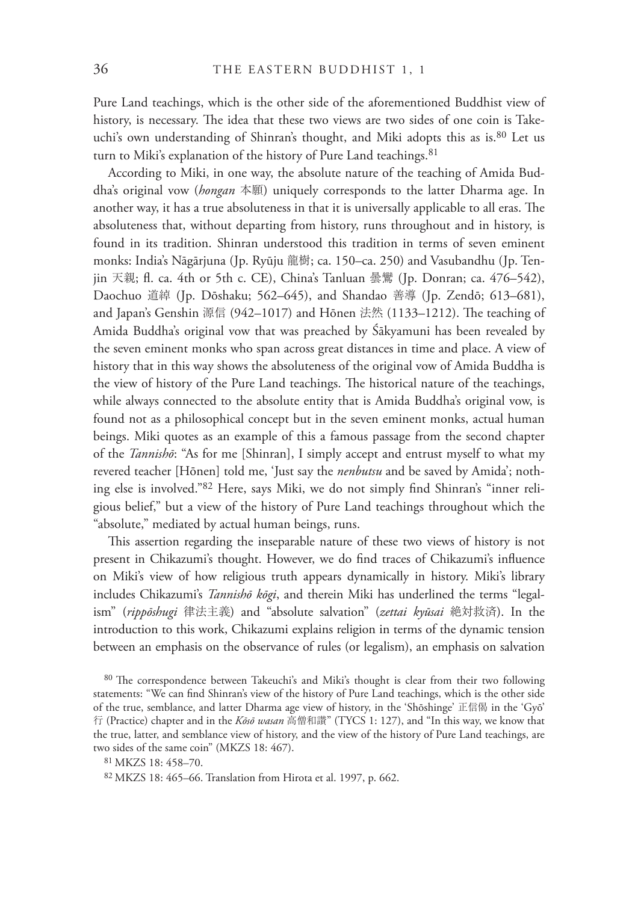Pure Land teachings, which is the other side of the aforementioned Buddhist view of history, is necessary. The idea that these two views are two sides of one coin is Takeuchi's own understanding of Shinran's thought, and Miki adopts this as is.[80] Let us turn to Miki's explanation of the history of Pure Land teachings.[81]

According to Miki, in one way, the absolute nature of the teaching of Amida Buddha's original vow (*hongan* 本願) uniquely corresponds to the latter Dharma age. In another way, it has a true absoluteness in that it is universally applicable to all eras. The absoluteness that, without departing from history, runs throughout and in history, is found in its tradition. Shinran understood this tradition in terms of seven eminent monks: India's Nāgārjuna (Jp. Ryūju 龍樹; ca. 150–ca. 250) and Vasubandhu (Jp. Tenjin 天親; fl. ca. 4th or 5th c. CE), China's Tanluan 曇鸞 (Jp. Donran; ca. 476–542), Daochuo 道綽 (Jp. Dōshaku; 562–645), and Shandao 善導 (Jp. Zendō; 613–681), and Japan's Genshin 源信 (942–1017) and Hōnen 法然 (1133–1212). The teaching of Amida Buddha's original vow that was preached by Śākyamuni has been revealed by the seven eminent monks who span across great distances in time and place. A view of history that in this way shows the absoluteness of the original vow of Amida Buddha is the view of history of the Pure Land teachings. The historical nature of the teachings, while always connected to the absolute entity that is Amida Buddha's original vow, is found not as a philosophical concept but in the seven eminent monks, actual human beings. Miki quotes as an example of this a famous passage from the second chapter of the *Tannishō*: "As for me [Shinran], I simply accept and entrust myself to what my revered teacher [Hōnen] told me, 'Just say the *nenbutsu* and be saved by Amida'; nothing else is involved."[82] Here, says Miki, we do not simply find Shinran's "inner religious belief," but a view of the history of Pure Land teachings throughout which the "absolute," mediated by actual human beings, runs.

This assertion regarding the inseparable nature of these two views of history is not present in Chikazumi's thought. However, we do find traces of Chikazumi's influence on Miki's view of how religious truth appears dynamically in history. Miki's library includes Chikazumi's *Tannishō kōgi*, and therein Miki has underlined the terms "legalism" (*rippōshugi* 律法主義) and "absolute salvation" (*zettai kyūsai* 絶対救済). In the introduction to this work, Chikazumi explains religion in terms of the dynamic tension between an emphasis on the observance of rules (or legalism), an emphasis on salvation

[80] The correspondence between Takeuchi's and Miki's thought is clear from their two following statements: "We can find Shinran's view of the history of Pure Land teachings, which is the other side of the true, semblance, and latter Dharma age view of history, in the 'Shōshinge' 正信偈 in the 'Gyō' 行 (Practice) chapter and in the *Kōsō wasan* 高僧和讃" (TYCS 1: 127), and "In this way, we know that the true, latter, and semblance view of history, and the view of the history of Pure Land teachings, are two sides of the same coin" (MKZS 18: 467).

[81] MKZS 18: 458–70.

[82] MKZS 18: 465–66. Translation from Hirota et al. 1997, p. 662.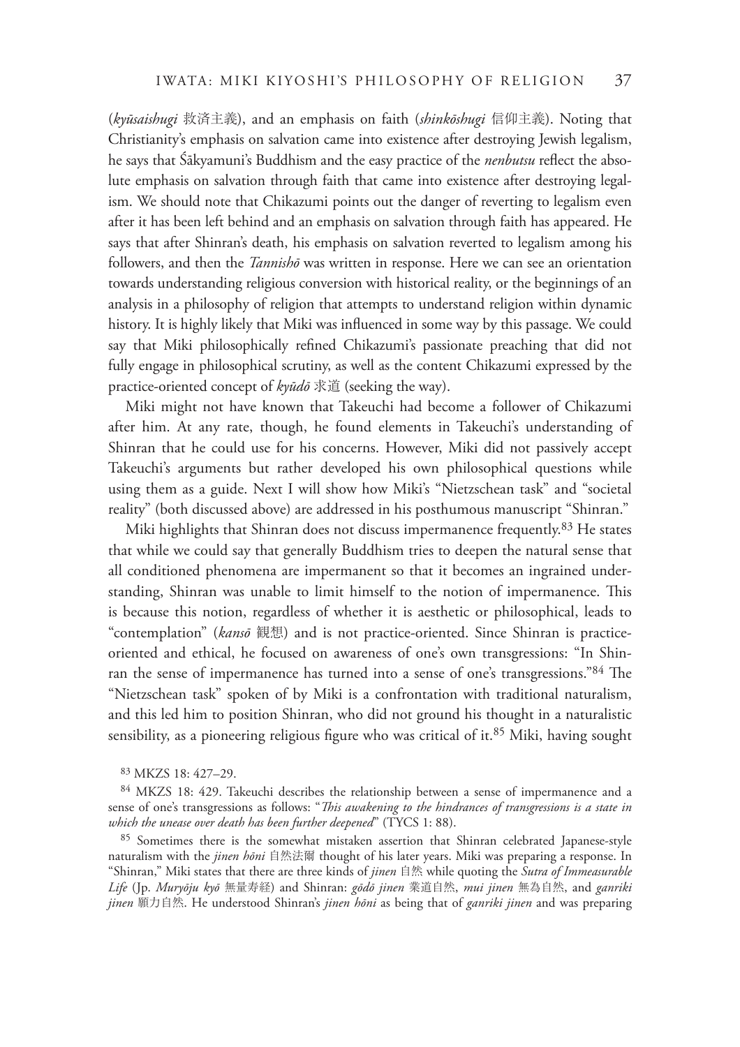(*kyūsaishugi* 救済主義), and an emphasis on faith (*shinkōshugi* 信仰主義). Noting that Christianity's emphasis on salvation came into existence after destroying Jewish legalism, he says that Śākyamuni's Buddhism and the easy practice of the *nenbutsu* reflect the absolute emphasis on salvation through faith that came into existence after destroying legalism. We should note that Chikazumi points out the danger of reverting to legalism even after it has been left behind and an emphasis on salvation through faith has appeared. He says that after Shinran's death, his emphasis on salvation reverted to legalism among his followers, and then the *Tannishō* was written in response. Here we can see an orientation towards understanding religious conversion with historical reality, or the beginnings of an analysis in a philosophy of religion that attempts to understand religion within dynamic history. It is highly likely that Miki was influenced in some way by this passage. We could say that Miki philosophically refined Chikazumi's passionate preaching that did not fully engage in philosophical scrutiny, as well as the content Chikazumi expressed by the practice-oriented concept of *kyūdō* 求道 (seeking the way).

Miki might not have known that Takeuchi had become a follower of Chikazumi after him. At any rate, though, he found elements in Takeuchi's understanding of Shinran that he could use for his concerns. However, Miki did not passively accept Takeuchi's arguments but rather developed his own philosophical questions while using them as a guide. Next I will show how Miki's "Nietzschean task" and "societal reality" (both discussed above) are addressed in his posthumous manuscript "Shinran."

Miki highlights that Shinran does not discuss impermanence frequently.[83] He states that while we could say that generally Buddhism tries to deepen the natural sense that all conditioned phenomena are impermanent so that it becomes an ingrained understanding, Shinran was unable to limit himself to the notion of impermanence. This is because this notion, regardless of whether it is aesthetic or philosophical, leads to "contemplation" (*kansō* 観想) and is not practice-oriented. Since Shinran is practice-oriented and ethical, he focused on awareness of one's own transgressions: "In Shinran the sense of impermanence has turned into a sense of one's transgressions."[84] The "Nietzschean task" spoken of by Miki is a confrontation with traditional naturalism, and this led him to position Shinran, who did not ground his thought in a naturalistic sensibility, as a pioneering religious figure who was critical of it.[85] Miki, having sought

[83] MKZS 18: 427–29.

[84] MKZS 18: 429. Takeuchi describes the relationship between a sense of impermanence and a sense of one's transgressions as follows: "*This awakening to the hindrances of transgressions is a state in which the unease over death has been further deepened*" (TYCS 1: 88).

[85] Sometimes there is the somewhat mistaken assertion that Shinran celebrated Japanese-style naturalism with the *jinen hōni* 自然法爾 thought of his later years. Miki was preparing a response. In "Shinran," Miki states that there are three kinds of *jinen* 自然 while quoting the *Sutra of Immeasurable Life* (Jp. *Muryōju kyō* 無量寿経) and Shinran: *gōdō jinen* 業道自然, *mui jinen* 無為自然, and *ganriki jinen* 願力自然. He understood Shinran's *jinen hōni* as being that of *ganriki jinen* and was preparing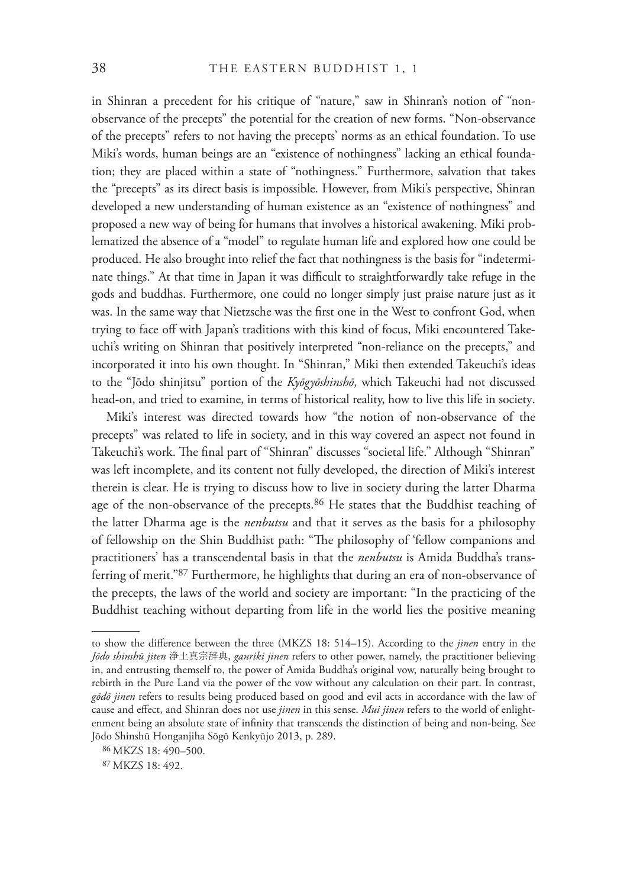in Shinran a precedent for his critique of "nature," saw in Shinran's notion of "non-observance of the precepts" the potential for the creation of new forms. "Non-observance of the precepts" refers to not having the precepts' norms as an ethical foundation. To use Miki's words, human beings are an "existence of nothingness" lacking an ethical foundation; they are placed within a state of "nothingness." Furthermore, salvation that takes the "precepts" as its direct basis is impossible. However, from Miki's perspective, Shinran developed a new understanding of human existence as an "existence of nothingness" and proposed a new way of being for humans that involves a historical awakening. Miki problematized the absence of a "model" to regulate human life and explored how one could be produced. He also brought into relief the fact that nothingness is the basis for "indeterminate things." At that time in Japan it was difficult to straightforwardly take refuge in the gods and buddhas. Furthermore, one could no longer simply just praise nature just as it was. In the same way that Nietzsche was the first one in the West to confront God, when trying to face off with Japan's traditions with this kind of focus, Miki encountered Takeuchi's writing on Shinran that positively interpreted "non-reliance on the precepts," and incorporated it into his own thought. In "Shinran," Miki then extended Takeuchi's ideas to the "Jōdo shinjitsu" portion of the *Kyōgyōshinshō*, which Takeuchi had not discussed head-on, and tried to examine, in terms of historical reality, how to live this life in society.

Miki's interest was directed towards how "the notion of non-observance of the precepts" was related to life in society, and in this way covered an aspect not found in Takeuchi's work. The final part of "Shinran" discusses "societal life." Although "Shinran" was left incomplete, and its content not fully developed, the direction of Miki's interest therein is clear. He is trying to discuss how to live in society during the latter Dharma age of the non-observance of the precepts.[86] He states that the Buddhist teaching of the latter Dharma age is the *nenbutsu* and that it serves as the basis for a philosophy of fellowship on the Shin Buddhist path: "The philosophy of 'fellow companions and practitioners' has a transcendental basis in that the *nenbutsu* is Amida Buddha's transferring of merit."[87] Furthermore, he highlights that during an era of non-observance of the precepts, the laws of the world and society are important: "In the practicing of the Buddhist teaching without departing from life in the world lies the positive meaning

---

to show the difference between the three (MKZS 18: 514–15). According to the *jinen* entry in the *Jōdo shinshū jiten* 浄土真宗辞典, *ganriki jinen* refers to other power, namely, the practitioner believing in, and entrusting themself to, the power of Amida Buddha's original vow, naturally being brought to rebirth in the Pure Land via the power of the vow without any calculation on their part. In contrast, *gōdō jinen* refers to results being produced based on good and evil acts in accordance with the law of cause and effect, and Shinran does not use *jinen* in this sense. *Mui jinen* refers to the world of enlightenment being an absolute state of infinity that transcends the distinction of being and non-being. See Jōdo Shinshū Honganjiha Sōgō Kenkyūjo 2013, p. 289.

[86] MKZS 18: 490–500.

[87] MKZS 18: 492.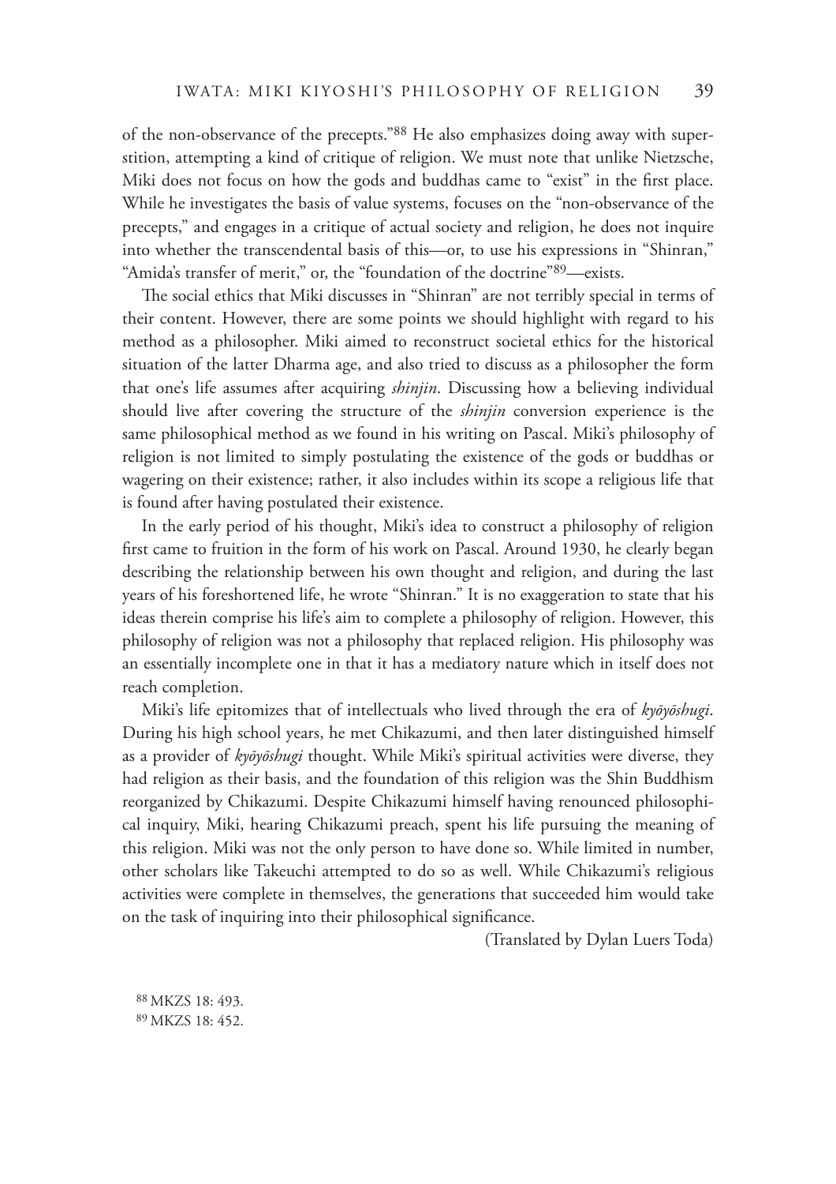of the non-observance of the precepts."[88] He also emphasizes doing away with superstition, attempting a kind of critique of religion. We must note that unlike Nietzsche, Miki does not focus on how the gods and buddhas came to "exist" in the first place. While he investigates the basis of value systems, focuses on the "non-observance of the precepts," and engages in a critique of actual society and religion, he does not inquire into whether the transcendental basis of this—or, to use his expressions in "Shinran," "Amida's transfer of merit," or, the "foundation of the doctrine"[89]—exists.

The social ethics that Miki discusses in "Shinran" are not terribly special in terms of their content. However, there are some points we should highlight with regard to his method as a philosopher. Miki aimed to reconstruct societal ethics for the historical situation of the latter Dharma age, and also tried to discuss as a philosopher the form that one's life assumes after acquiring *shinjin*. Discussing how a believing individual should live after covering the structure of the *shinjin* conversion experience is the same philosophical method as we found in his writing on Pascal. Miki's philosophy of religion is not limited to simply postulating the existence of the gods or buddhas or wagering on their existence; rather, it also includes within its scope a religious life that is found after having postulated their existence.

In the early period of his thought, Miki's idea to construct a philosophy of religion first came to fruition in the form of his work on Pascal. Around 1930, he clearly began describing the relationship between his own thought and religion, and during the last years of his foreshortened life, he wrote "Shinran." It is no exaggeration to state that his ideas therein comprise his life's aim to complete a philosophy of religion. However, this philosophy of religion was not a philosophy that replaced religion. His philosophy was an essentially incomplete one in that it has a mediatory nature which in itself does not reach completion.

Miki's life epitomizes that of intellectuals who lived through the era of *kyōyōshugi*. During his high school years, he met Chikazumi, and then later distinguished himself as a provider of *kyōyōshugi* thought. While Miki's spiritual activities were diverse, they had religion as their basis, and the foundation of this religion was the Shin Buddhism reorganized by Chikazumi. Despite Chikazumi himself having renounced philosophical inquiry, Miki, hearing Chikazumi preach, spent his life pursuing the meaning of this religion. Miki was not the only person to have done so. While limited in number, other scholars like Takeuchi attempted to do so as well. While Chikazumi's religious activities were complete in themselves, the generations that succeeded him would take on the task of inquiring into their philosophical significance.

(Translated by Dylan Luers Toda)

[88] MKZS 18: 493.

[89] MKZS 18: 452.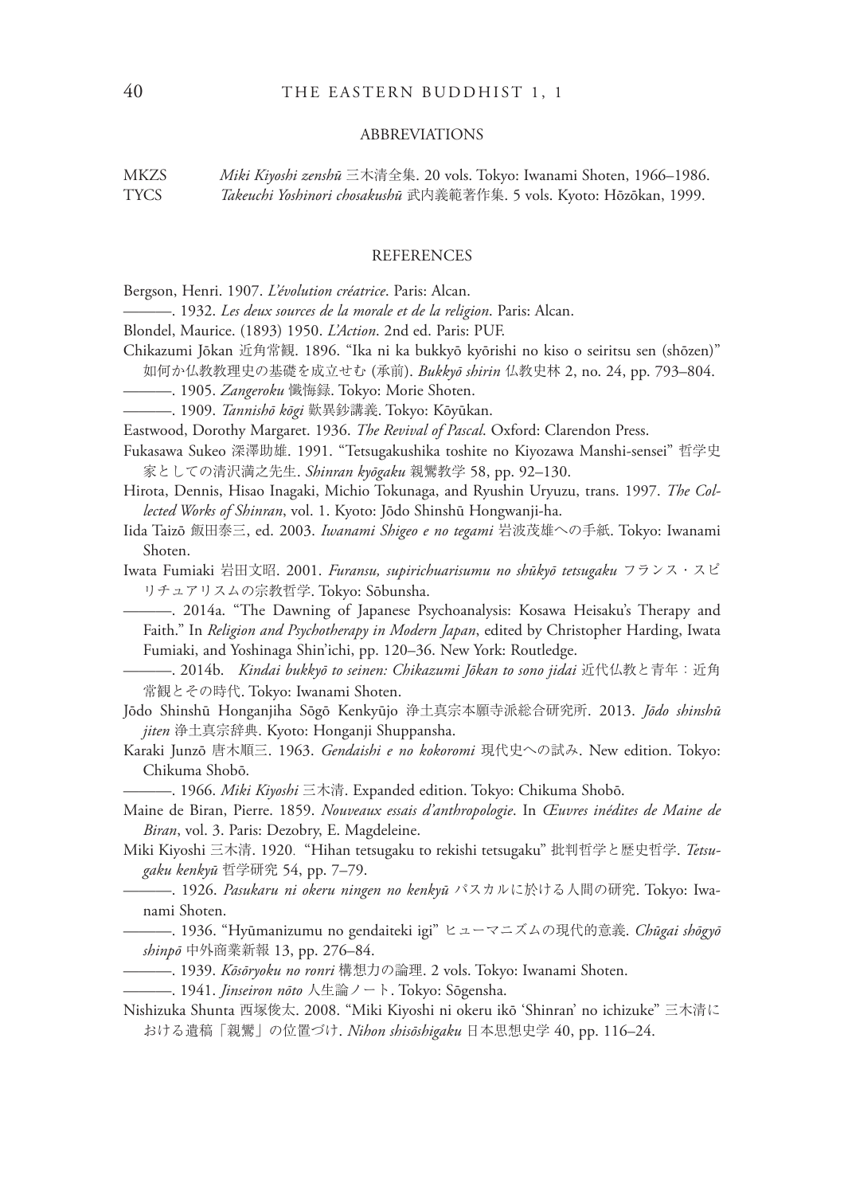## ABBREVIATIONS

MKZS *Miki Kiyoshi zenshū* 三木清全集. 20 vols. Tokyo: Iwanami Shoten, 1966–1986.

TYCS *Takeuchi Yoshinori chosakushū* 武内義範著作集. 5 vols. Kyoto: Hōzōkan, 1999.

## REFERENCES

Bergson, Henri. 1907. *L'évolution créatrice*. Paris: Alcan.

———. 1932. *Les deux sources de la morale et de la religion*. Paris: Alcan.

Blondel, Maurice. (1893) 1950. *L'Action*. 2nd ed. Paris: PUF.

Chikazumi Jōkan 近角常観. 1896. "Ika ni ka bukkyō kyōrishi no kiso o seiritsu sen (shōzen)" 如何か仏教教理史の基礎を成立せむ (承前). *Bukkyō shirin* 仏教史林 2, no. 24, pp. 793–804.

———. 1905. *Zangeroku* 懺悔録. Tokyo: Morie Shoten.

———. 1909. *Tannishō kōgi* 歎異鈔講義. Tokyo: Kōyūkan.

Eastwood, Dorothy Margaret. 1936. *The Revival of Pascal*. Oxford: Clarendon Press.

Fukasawa Sukeo 深澤助雄. 1991. "Tetsugakushika toshite no Kiyozawa Manshi-sensei" 哲学史家としての清沢満之先生. *Shinran kyōgaku* 親鸞教学 58, pp. 92–130.

Hirota, Dennis, Hisao Inagaki, Michio Tokunaga, and Ryushin Uryuzu, trans. 1997. *The Collected Works of Shinran*, vol. 1. Kyoto: Jōdo Shinshū Hongwanji-ha.

Iida Taizō 飯田泰三, ed. 2003. *Iwanami Shigeo e no tegami* 岩波茂雄への手紙. Tokyo: Iwanami Shoten.

Iwata Fumiaki 岩田文昭. 2001. *Furansu, supirichuarisumu no shūkyō tetsugaku* フランス・スピリチュアリスムの宗教哲学. Tokyo: Sōbunsha.

———. 2014a. "The Dawning of Japanese Psychoanalysis: Kosawa Heisaku's Therapy and Faith." In *Religion and Psychotherapy in Modern Japan*, edited by Christopher Harding, Iwata Fumiaki, and Yoshinaga Shin'ichi, pp. 120–36. New York: Routledge.

———. 2014b. *Kindai bukkyō to seinen: Chikazumi Jōkan to sono jidai* 近代仏教と青年：近角常観とその時代. Tokyo: Iwanami Shoten.

Jōdo Shinshū Honganjiha Sōgō Kenkyūjo 浄土真宗本願寺派総合研究所. 2013. *Jōdo shinshū jiten* 浄土真宗辞典. Kyoto: Honganji Shuppansha.

Karaki Junzō 唐木順三. 1963. *Gendaishi e no kokoromi* 現代史への試み. New edition. Tokyo: Chikuma Shobō.

———. 1966. *Miki Kiyoshi* 三木清. Expanded edition. Tokyo: Chikuma Shobō.

Maine de Biran, Pierre. 1859. *Nouveaux essais d'anthropologie*. In *Œuvres inédites de Maine de Biran*, vol. 3. Paris: Dezobry, E. Magdeleine.

Miki Kiyoshi 三木清. 1920. "Hihan tetsugaku to rekishi tetsugaku" 批判哲学と歴史哲学. *Tetsugaku kenkyū* 哲学研究 54, pp. 7–79.

———. 1926. *Pasukaru ni okeru ningen no kenkyū* パスカルに於ける人間の研究. Tokyo: Iwanami Shoten.

———. 1936. "Hyūmanizumu no gendaiteki igi" ヒューマニズムの現代的意義. *Chūgai shōgyō shinpō* 中外商業新報 13, pp. 276–84.

———. 1939. *Kōsōryoku no ronri* 構想力の論理. 2 vols. Tokyo: Iwanami Shoten.

———. 1941. *Jinseiron nōto* 人生論ノート. Tokyo: Sōgensha.

Nishizuka Shunta 西塚俊太. 2008. "Miki Kiyoshi ni okeru ikō 'Shinran' no ichizuke" 三木清における遺稿「親鸞」の位置づけ. *Nihon shisōshigaku* 日本思想史学 40, pp. 116–24.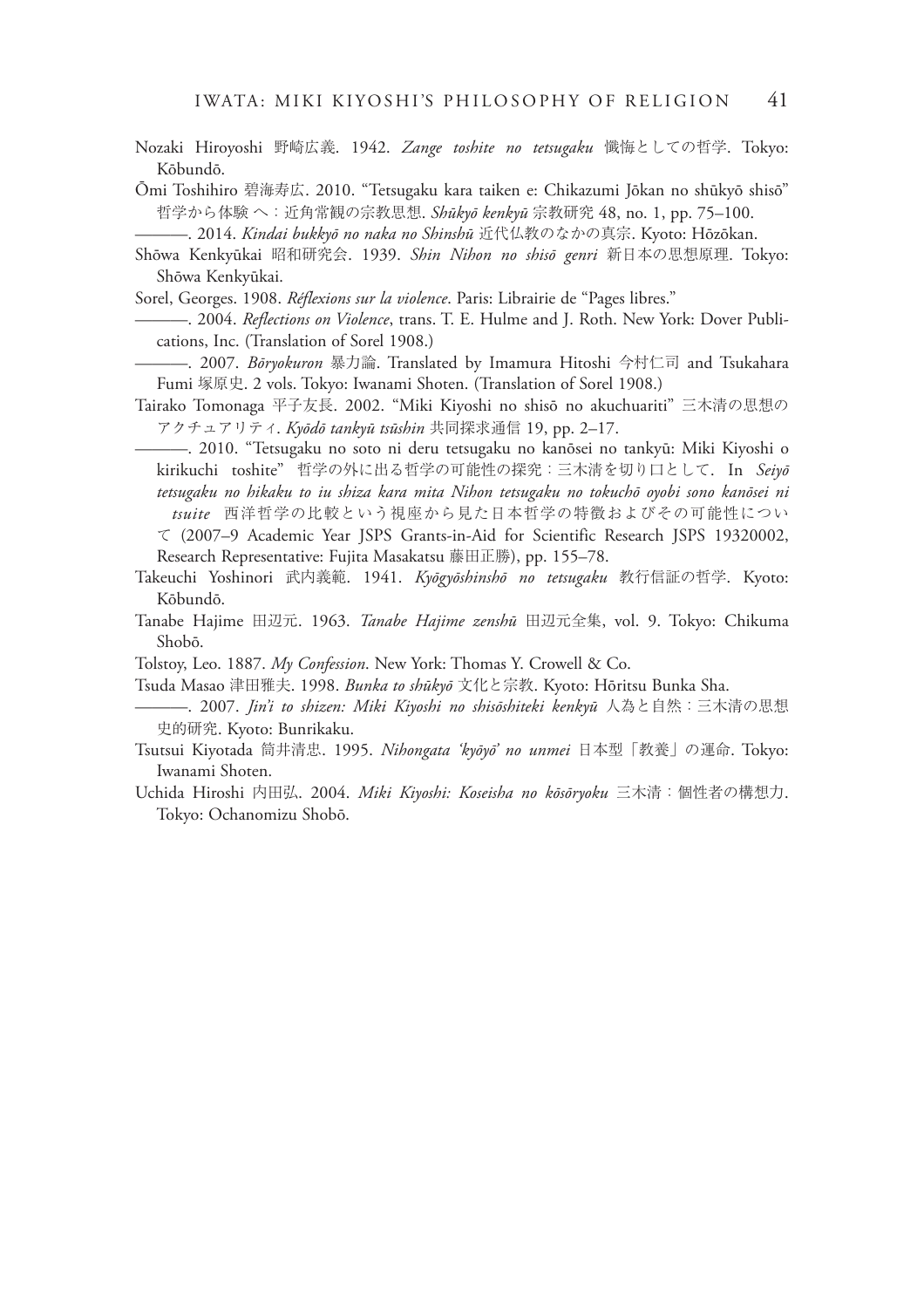Nozaki Hiroyoshi 野崎広義. 1942. *Zange toshite no tetsugaku* 懺悔としての哲学. Tokyo: Kōbundō.

Ōmi Toshihiro 碧海寿広. 2010. "Tetsugaku kara taiken e: Chikazumi Jōkan no shūkyō shisō" 哲学から体験へ：近角常観の宗教思想. *Shūkyō kenkyū* 宗教研究 48, no. 1, pp. 75–100.

———. 2014. *Kindai bukkyō no naka no Shinshū* 近代仏教のなかの真宗. Kyoto: Hōzōkan.

Shōwa Kenkyūkai 昭和研究会. 1939. *Shin Nihon no shisō genri* 新日本の思想原理. Tokyo: Shōwa Kenkyūkai.

Sorel, Georges. 1908. *Réflexions sur la violence*. Paris: Librairie de "Pages libres."

———. 2004. *Reflections on Violence*, trans. T. E. Hulme and J. Roth. New York: Dover Publications, Inc. (Translation of Sorel 1908.)

———. 2007. *Bōryokuron* 暴力論. Translated by Imamura Hitoshi 今村仁司 and Tsukahara Fumi 塚原史. 2 vols. Tokyo: Iwanami Shoten. (Translation of Sorel 1908.)

Tairako Tomonaga 平子友長. 2002. "Miki Kiyoshi no shisō no akuchuariti" 三木清の思想のアクチュアリティ. *Kyōdō tankyū tsūshin* 共同探求通信 19, pp. 2–17.

———. 2010. "Tetsugaku no soto ni deru tetsugaku no kanōsei no tankyū: Miki Kiyoshi o kirikuchi toshite" 哲学の外に出る哲学の可能性の探究：三木清を切り口として. In *Seiyō tetsugaku no hikaku to iu shiza kara mita Nihon tetsugaku no tokuchō oyobi sono kanōsei ni tsuite* 西洋哲学の比較という視座から見た日本哲学の特徴およびその可能性について (2007–9 Academic Year JSPS Grants-in-Aid for Scientific Research JSPS 19320002, Research Representative: Fujita Masakatsu 藤田正勝), pp. 155–78.

Takeuchi Yoshinori 武内義範. 1941. *Kyōgyōshinshō no tetsugaku* 教行信証の哲学. Kyoto: Kōbundō.

Tanabe Hajime 田辺元. 1963. *Tanabe Hajime zenshū* 田辺元全集, vol. 9. Tokyo: Chikuma Shobō.

Tolstoy, Leo. 1887. *My Confession*. New York: Thomas Y. Crowell & Co.

Tsuda Masao 津田雅夫. 1998. *Bunka to shūkyō* 文化と宗教. Kyoto: Hōritsu Bunka Sha.

———. 2007. *Jin'i to shizen: Miki Kiyoshi no shisōshiteki kenkyū* 人為と自然：三木清の思想史的研究. Kyoto: Bunrikaku.

Tsutsui Kiyotada 筒井清忠. 1995. *Nihongata 'kyōyō' no unmei* 日本型「教養」の運命. Tokyo: Iwanami Shoten.

Uchida Hiroshi 内田弘. 2004. *Miki Kiyoshi: Koseisha no kōsōryoku* 三木清：個性者の構想力. Tokyo: Ochanomizu Shobō.